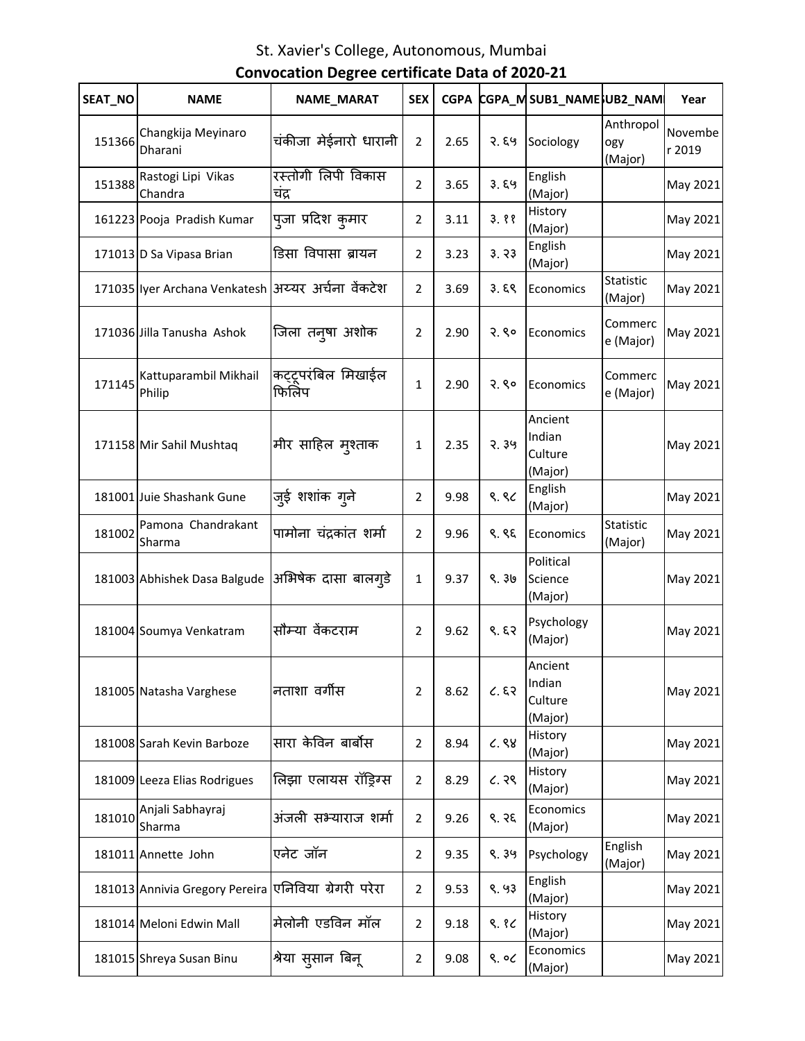# St. Xavier's College, Autonomous, Mumbai

## Convocation Degree certificate Data of 2020-21

| SEAT_NO | NAME | NAME_MARAT | SEX | CGPA | CGPA_M | SUB1_NAME | SUB2_NAM | Year |
|---|---|---|---|---|---|---|---|---|
| 151366 | Changkija Meyinaro Dharani | चंकीजा मेईनारो धारानी | 2 | 2.65 | २.६५ | Sociology | Anthropology (Major) | November 2019 |
| 151388 | Rastogi Lipi Vikas Chandra | रस्तोगी लिपी विकास चंद्र | 2 | 3.65 | ३.६५ | English (Major) | | May 2021 |
| 161223 | Pooja Pradish Kumar | पुजा प्रदिश कुमार | 2 | 3.11 | ३.११ | History (Major) | | May 2021 |
| 171013 | D Sa Vipasa Brian | डिसा विपासा ब्रायन | 2 | 3.23 | ३.२३ | English (Major) | | May 2021 |
| 171035 | Iyer Archana Venkatesh | अय्यर अर्चना वेंकटेश | 2 | 3.69 | ३.६९ | Economics | Statistic (Major) | May 2021 |
| 171036 | Jilla Tanusha Ashok | जिला तनुषा अशोक | 2 | 2.90 | २.९० | Economics | Commerce (Major) | May 2021 |
| 171145 | Kattuparambil Mikhail Philip | कट्टूपरंबिल मिखाईल फिलिप | 1 | 2.90 | २.९० | Economics | Commerce (Major) | May 2021 |
| 171158 | Mir Sahil Mushtaq | मीर साहिल मुश्ताक | 1 | 2.35 | २.३५ | Ancient Indian Culture (Major) | | May 2021 |
| 181001 | Juie Shashank Gune | जुई शशांक गुने | 2 | 9.98 | ९.९८ | English (Major) | | May 2021 |
| 181002 | Pamona Chandrakant Sharma | पामोना चंद्रकांत शर्मा | 2 | 9.96 | ९.९६ | Economics | Statistic (Major) | May 2021 |
| 181003 | Abhishek Dasa Balgude | अभिषेक दासा बालगुडे | 1 | 9.37 | ९.३७ | Political Science (Major) | | May 2021 |
| 181004 | Soumya Venkatram | सौम्या वेंकटराम | 2 | 9.62 | ९.६२ | Psychology (Major) | | May 2021 |
| 181005 | Natasha Varghese | नताशा वर्गीस | 2 | 8.62 | ८.६२ | Ancient Indian Culture (Major) | | May 2021 |
| 181008 | Sarah Kevin Barboze | सारा केविन बार्बोस | 2 | 8.94 | ८.९४ | History (Major) | | May 2021 |
| 181009 | Leeza Elias Rodrigues | लिझा एलायस रॉड्रिग्स | 2 | 8.29 | ८.२९ | History (Major) | | May 2021 |
| 181010 | Anjali Sabhayraj Sharma | अंजली सभ्याराज शर्मा | 2 | 9.26 | ९.२६ | Economics (Major) | | May 2021 |
| 181011 | Annette John | एनेट जॉन | 2 | 9.35 | ९.३५ | Psychology | English (Major) | May 2021 |
| 181013 | Annivia Gregory Pereira | एनिविया ग्रेगरी परेरा | 2 | 9.53 | ९.५३ | English (Major) | | May 2021 |
| 181014 | Meloni Edwin Mall | मेलोनी एडविन मॉल | 2 | 9.18 | ९.१८ | History (Major) | | May 2021 |
| 181015 | Shreya Susan Binu | श्रेया सुसान बिनू | 2 | 9.08 | ९.०८ | Economics (Major) | | May 2021 |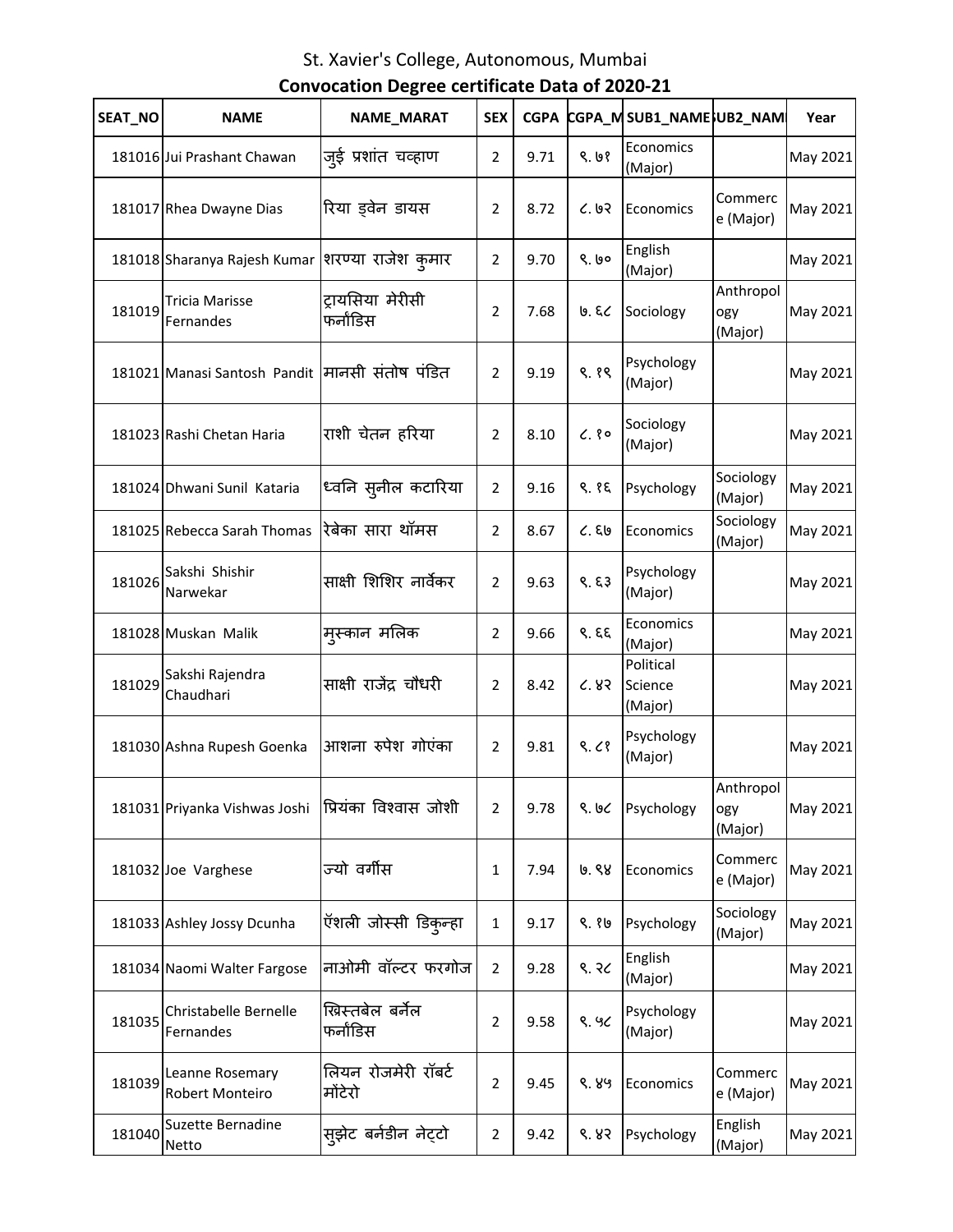St. Xavier's College, Autonomous, Mumbai

**Convocation Degree certificate Data of 2020-21**

| SEAT_NO | NAME | NAME_MARAT | SEX | CGPA | CGPA_M | SUB1_NAME | SUB2_NAME | Year |
|---|---|---|---|---|---|---|---|---|
| 181016 | Jui Prashant Chawan | जुई प्रशांत चव्हाण | 2 | 9.71 | ९.७१ | Economics (Major) | | May 2021 |
| 181017 | Rhea Dwayne Dias | रिया ड्वेन डायस | 2 | 8.72 | ८.७२ | Economics | Commerce (Major) | May 2021 |
| 181018 | Sharanya Rajesh Kumar | शरण्या राजेश कुमार | 2 | 9.70 | ९.७० | English (Major) | | May 2021 |
| 181019 | Tricia Marisse Fernandes | ट्रायसिया मेरीसी फर्नांडिस | 2 | 7.68 | ७.६८ | Sociology | Anthropology (Major) | May 2021 |
| 181021 | Manasi Santosh Pandit | मानसी संतोष पंडित | 2 | 9.19 | ९.१९ | Psychology (Major) | | May 2021 |
| 181023 | Rashi Chetan Haria | राशी चेतन हरिया | 2 | 8.10 | ८.१० | Sociology (Major) | | May 2021 |
| 181024 | Dhwani Sunil Kataria | ध्वनि सुनील कटारिया | 2 | 9.16 | ९.१६ | Psychology | Sociology (Major) | May 2021 |
| 181025 | Rebecca Sarah Thomas | रेबेका सारा थॉमस | 2 | 8.67 | ८.६७ | Economics | Sociology (Major) | May 2021 |
| 181026 | Sakshi Shishir Narwekar | साक्षी शिशिर नार्वेकर | 2 | 9.63 | ९.६३ | Psychology (Major) | | May 2021 |
| 181028 | Muskan Malik | मुस्कान मलिक | 2 | 9.66 | ९.६६ | Economics (Major) | | May 2021 |
| 181029 | Sakshi Rajendra Chaudhari | साक्षी राजेंद्र चौधरी | 2 | 8.42 | ८.४२ | Political Science (Major) | | May 2021 |
| 181030 | Ashna Rupesh Goenka | आशना रुपेश गोएंका | 2 | 9.81 | ९.८१ | Psychology (Major) | | May 2021 |
| 181031 | Priyanka Vishwas Joshi | प्रियंका विश्वास जोशी | 2 | 9.78 | ९.७८ | Psychology | Anthropology (Major) | May 2021 |
| 181032 | Joe Varghese | ज्यो वर्गीस | 1 | 7.94 | ७.९४ | Economics | Commerce (Major) | May 2021 |
| 181033 | Ashley Jossy Dcunha | ॲशली जोस्सी डिकुन्हा | 1 | 9.17 | ९.१७ | Psychology | Sociology (Major) | May 2021 |
| 181034 | Naomi Walter Fargose | नाओमी वॉल्टर फरगोज | 2 | 9.28 | ९.२८ | English (Major) | | May 2021 |
| 181035 | Christabelle Bernelle Fernandes | ख्रिस्तबेल बर्नेल फर्नांडिस | 2 | 9.58 | ९.५८ | Psychology (Major) | | May 2021 |
| 181039 | Leanne Rosemary Robert Monteiro | लियन रोजमेरी रॉबर्ट मोंटेरो | 2 | 9.45 | ९.४५ | Economics | Commerce (Major) | May 2021 |
| 181040 | Suzette Bernadine Netto | सुझेट बर्नडीन नेट्टो | 2 | 9.42 | ९.४२ | Psychology | English (Major) | May 2021 |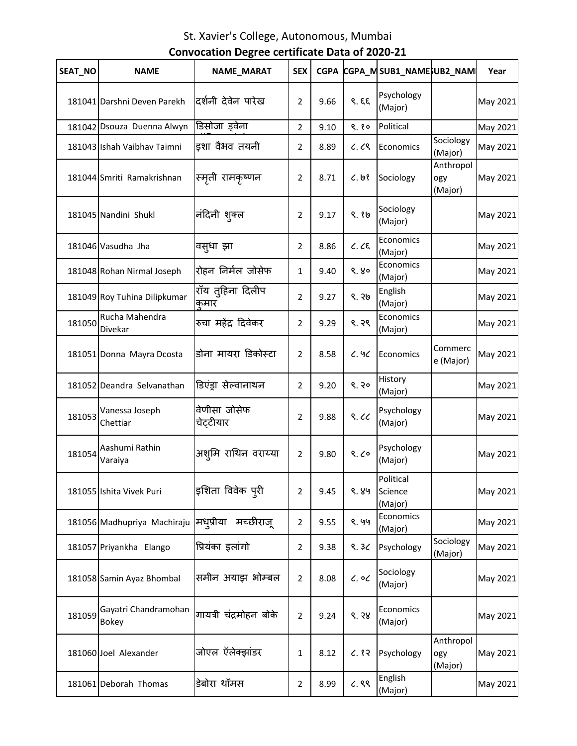St. Xavier's College, Autonomous, Mumbai

**Convocation Degree certificate Data of 2020-21**

| SEAT_NO | NAME | NAME_MARAT | SEX | CGPA | CGPA_M | SUB1_NAME | SUB2_NAME | Year |
|---|---|---|---|---|---|---|---|---|
| 181041 | Darshni Deven Parekh | दर्शनी देवेन पारेख | 2 | 9.66 | ९.६६ | Psychology (Major) | | May 2021 |
| 181042 | Dsouza Duenna Alwyn | डिसोजा ड्वेना | 2 | 9.10 | ९.१० | Political | | May 2021 |
| 181043 | Ishah Vaibhav Taimni | इशा वैभव तयनी | 2 | 8.89 | ८.८९ | Economics | Sociology (Major) | May 2021 |
| 181044 | Smriti Ramakrishnan | स्मृती रामकृष्णन | 2 | 8.71 | ८.७१ | Sociology | Anthropology (Major) | May 2021 |
| 181045 | Nandini Shukl | नंदिनी शुक्ल | 2 | 9.17 | ९.१७ | Sociology (Major) | | May 2021 |
| 181046 | Vasudha Jha | वसुधा झा | 2 | 8.86 | ८.८६ | Economics (Major) | | May 2021 |
| 181048 | Rohan Nirmal Joseph | रोहन निर्मल जोसेफ | 1 | 9.40 | ९.४० | Economics (Major) | | May 2021 |
| 181049 | Roy Tuhina Dilipkumar | रॉय तुहिना दिलीप कुमार | 2 | 9.27 | ९.२७ | English (Major) | | May 2021 |
| 181050 | Rucha Mahendra Divekar | रुचा महेंद्र दिवेकर | 2 | 9.29 | ९.२९ | Economics (Major) | | May 2021 |
| 181051 | Donna Mayra Dcosta | डोना मायरा डिकोस्टा | 2 | 8.58 | ८.५८ | Economics | Commerce (Major) | May 2021 |
| 181052 | Deandra Selvanathan | डिएंड्रा सेल्वानाथन | 2 | 9.20 | ९.२० | History (Major) | | May 2021 |
| 181053 | Vanessa Joseph Chettiar | वेणीसा जोसेफ चेट्टीयार | 2 | 9.88 | ९.८८ | Psychology (Major) | | May 2021 |
| 181054 | Aashumi Rathin Varaiya | अशुमि राथिन वराय्या | 2 | 9.80 | ९.८० | Psychology (Major) | | May 2021 |
| 181055 | Ishita Vivek Puri | इशिता विवेक पुरी | 2 | 9.45 | ९.४५ | Political Science (Major) | | May 2021 |
| 181056 | Madhupriya Machiraju | मधुप्रीया मच्छीराजू | 2 | 9.55 | ९.५५ | Economics (Major) | | May 2021 |
| 181057 | Priyankha Elango | प्रियंका इलांगो | 2 | 9.38 | ९.३८ | Psychology | Sociology (Major) | May 2021 |
| 181058 | Samin Ayaz Bhombal | समीन अयाझ भोम्बल | 2 | 8.08 | ८.०८ | Sociology (Major) | | May 2021 |
| 181059 | Gayatri Chandramohan Bokey | गायत्री चंद्रमोहन बोके | 2 | 9.24 | ९.२४ | Economics (Major) | | May 2021 |
| 181060 | Joel Alexander | जोएल ॲलेक्झांडर | 1 | 8.12 | ८.१२ | Psychology | Anthropology (Major) | May 2021 |
| 181061 | Deborah Thomas | डेबोरा थॉमस | 2 | 8.99 | ८.९९ | English (Major) | | May 2021 |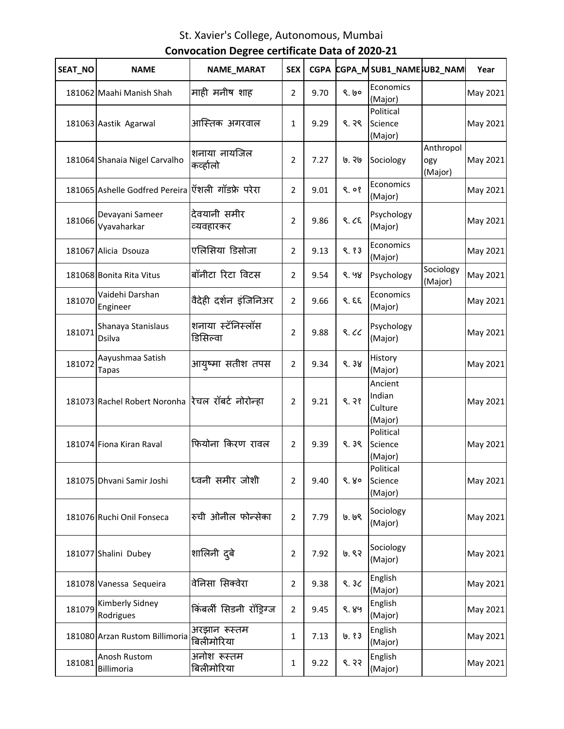St. Xavier's College, Autonomous, Mumbai

**Convocation Degree certificate Data of 2020-21**

| SEAT_NO | NAME | NAME_MARAT | SEX | CGPA | CGPA_M | SUB1_NAME | SUB2_NAM | Year |
|---|---|---|---|---|---|---|---|---|
| 181062 | Maahi Manish Shah | माही मनीष शाह | 2 | 9.70 | ९.७० | Economics (Major) | | May 2021 |
| 181063 | Aastik Agarwal | आस्तिक अगरवाल | 1 | 9.29 | ९.२९ | Political Science (Major) | | May 2021 |
| 181064 | Shanaia Nigel Carvalho | शनाया नायजिल कर्व्हालो | 2 | 7.27 | ७.२७ | Sociology | Anthropology (Major) | May 2021 |
| 181065 | Ashelle Godfred Pereira | ॲशली गॉडफ्रे परेरा | 2 | 9.01 | ९.०१ | Economics (Major) | | May 2021 |
| 181066 | Devayani Sameer Vyavaharkar | देवयानी समीर व्यवहारकर | 2 | 9.86 | ९.८६ | Psychology (Major) | | May 2021 |
| 181067 | Alicia Dsouza | एलिसिया डिसोजा | 2 | 9.13 | ९.१३ | Economics (Major) | | May 2021 |
| 181068 | Bonita Rita Vitus | बॉनीटा रिटा विटस | 2 | 9.54 | ९.५४ | Psychology | Sociology (Major) | May 2021 |
| 181070 | Vaidehi Darshan Engineer | वैदेही दर्शन इंजिनिअर | 2 | 9.66 | ९.६६ | Economics (Major) | | May 2021 |
| 181071 | Shanaya Stanislaus Dsilva | शनाया स्टॅनिस्लॉस डिसिल्वा | 2 | 9.88 | ९.८८ | Psychology (Major) | | May 2021 |
| 181072 | Aayushmaa Satish Tapas | आयुष्मा सतीश तपस | 2 | 9.34 | ९.३४ | History (Major) | | May 2021 |
| 181073 | Rachel Robert Noronha | रेचल रॉबर्ट नोरोन्हा | 2 | 9.21 | ९.२१ | Ancient Indian Culture (Major) | | May 2021 |
| 181074 | Fiona Kiran Raval | फियोना किरण रावल | 2 | 9.39 | ९.३९ | Political Science (Major) | | May 2021 |
| 181075 | Dhvani Samir Joshi | ध्वनी समीर जोशी | 2 | 9.40 | ९.४० | Political Science (Major) | | May 2021 |
| 181076 | Ruchi Onil Fonseca | रुची ओनील फोन्सेका | 2 | 7.79 | ७.७९ | Sociology (Major) | | May 2021 |
| 181077 | Shalini Dubey | शालिनी दुबे | 2 | 7.92 | ७.९२ | Sociology (Major) | | May 2021 |
| 181078 | Vanessa Sequeira | वेनिसा सिक्वेरा | 2 | 9.38 | ९.३८ | English (Major) | | May 2021 |
| 181079 | Kimberly Sidney Rodrigues | किंबर्ली सिडनी रॉड्रिग्ज | 2 | 9.45 | ९.४५ | English (Major) | | May 2021 |
| 181080 | Arzan Rustom Billimoria | अरझान रूस्तम बिलीमोरिया | 1 | 7.13 | ७.१३ | English (Major) | | May 2021 |
| 181081 | Anosh Rustom Billimoria | अनोश रूस्तम बिलीमोरिया | 1 | 9.22 | ९.२२ | English (Major) | | May 2021 |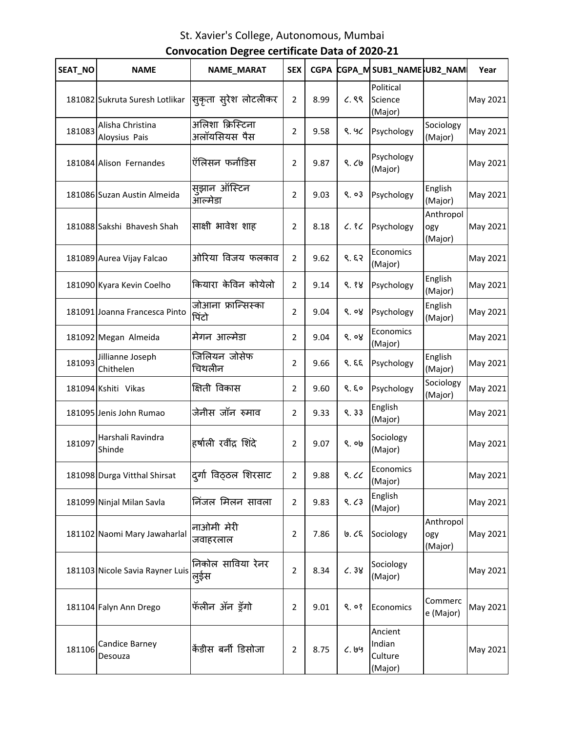St. Xavier's College, Autonomous, Mumbai

**Convocation Degree certificate Data of 2020-21**

| SEAT_NO | NAME | NAME_MARAT | SEX | CGPA | CGPA_M | SUB1_NAME | SUB2_NAM | Year |
|---|---|---|---|---|---|---|---|---|
| 181082 | Sukruta Suresh Lotlikar | सुकृता सुरेश लोटलीकर | 2 | 8.99 | ८.९९ | Political Science (Major) | | May 2021 |
| 181083 | Alisha Christina Aloysius Pais | अलिशा क्रिस्टिना अलॉयसियस पैस | 2 | 9.58 | ९.५८ | Psychology | Sociology (Major) | May 2021 |
| 181084 | Alison Fernandes | ऍलिसन फर्नांडिस | 2 | 9.87 | ९.८७ | Psychology (Major) | | May 2021 |
| 181086 | Suzan Austin Almeida | सुझान ऑस्टिन आल्मेडा | 2 | 9.03 | ९.०३ | Psychology | English (Major) | May 2021 |
| 181088 | Sakshi Bhavesh Shah | साक्षी भावेश शाह | 2 | 8.18 | ८.१८ | Psychology | Anthropology (Major) | May 2021 |
| 181089 | Aurea Vijay Falcao | ओरिया विजय फलकाव | 2 | 9.62 | ९.६२ | Economics (Major) | | May 2021 |
| 181090 | Kyara Kevin Coelho | कियारा केविन कोयेलो | 2 | 9.14 | ९.१४ | Psychology | English (Major) | May 2021 |
| 181091 | Joanna Francesca Pinto | जोआना फ्रान्सिस्का पिंटो | 2 | 9.04 | ९.०४ | Psychology | English (Major) | May 2021 |
| 181092 | Megan Almeida | मेगन आल्मेडा | 2 | 9.04 | ९.०४ | Economics (Major) | | May 2021 |
| 181093 | Jillianne Joseph Chithelen | जिलियन जोसेफ चिथलीन | 2 | 9.66 | ९.६६ | Psychology | English (Major) | May 2021 |
| 181094 | Kshiti Vikas | क्षिती विकास | 2 | 9.60 | ९.६० | Psychology | Sociology (Major) | May 2021 |
| 181095 | Jenis John Rumao | जेनीस जॉन रुमाव | 2 | 9.33 | ९.३३ | English (Major) | | May 2021 |
| 181097 | Harshali Ravindra Shinde | हर्षाली रवींद्र शिंदे | 2 | 9.07 | ९.०७ | Sociology (Major) | | May 2021 |
| 181098 | Durga Vitthal Shirsat | दुर्गा विठ्ठल शिरसाट | 2 | 9.88 | ९.८८ | Economics (Major) | | May 2021 |
| 181099 | Ninjal Milan Savla | निंजल मिलन सावला | 2 | 9.83 | ९.८३ | English (Major) | | May 2021 |
| 181102 | Naomi Mary Jawaharlal | नाओमी मेरी जवाहरलाल | 2 | 7.86 | ७.८६ | Sociology | Anthropology (Major) | May 2021 |
| 181103 | Nicole Savia Rayner Luis | निकोल साविया रेनर लुईस | 2 | 8.34 | ८.३४ | Sociology (Major) | | May 2021 |
| 181104 | Falyn Ann Drego | फॅलीन ॲन ड्रॅगो | 2 | 9.01 | ९.०१ | Economics | Commerce (Major) | May 2021 |
| 181106 | Candice Barney Desouza | कॅंडीस बर्नी डिसोजा | 2 | 8.75 | ८.७५ | Ancient Indian Culture (Major) | | May 2021 |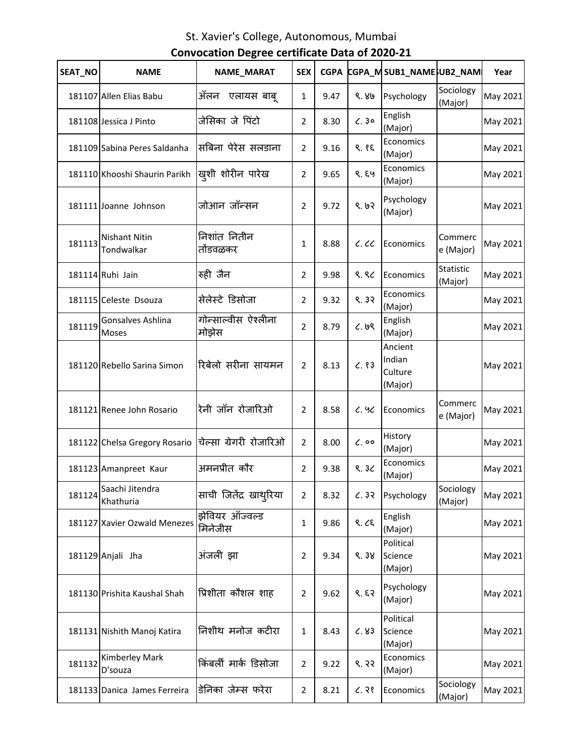# St. Xavier's College, Autonomous, Mumbai

## Convocation Degree certificate Data of 2020-21

| SEAT_NO | NAME | NAME_MARAT | SEX | CGPA | CGPA_M | SUB1_NAME | SUB2_NAM | Year |
|---|---|---|---|---|---|---|---|---|
| 181107 | Allen Elias Babu | ॲलन एलायस बाबू | 1 | 9.47 | ९.४७ | Psychology | Sociology (Major) | May 2021 |
| 181108 | Jessica J Pinto | जेसिका जे पिंटो | 2 | 8.30 | ८.३० | English (Major) | | May 2021 |
| 181109 | Sabina Peres Saldanha | सबिना पेरेस सलडाना | 2 | 9.16 | ९.१६ | Economics (Major) | | May 2021 |
| 181110 | Khooshi Shaurin Parikh | खुशी शोरीन पारेख | 2 | 9.65 | ९.६५ | Economics (Major) | | May 2021 |
| 181111 | Joanne Johnson | जोआन जॉन्सन | 2 | 9.72 | ९.७२ | Psychology (Major) | | May 2021 |
| 181113 | Nishant Nitin Tondwalkar | निशांत नितीन तोंडवळकर | 1 | 8.88 | ८.८८ | Economics | Commerce (Major) | May 2021 |
| 181114 | Ruhi Jain | रुही जैन | 2 | 9.98 | ९.९८ | Economics | Statistic (Major) | May 2021 |
| 181115 | Celeste Dsouza | सेलेस्टे डिसोजा | 2 | 9.32 | ९.३२ | Economics (Major) | | May 2021 |
| 181119 | Gonsalves Ashlina Moses | गोन्साल्वीस ऐश्लीना मोझेस | 2 | 8.79 | ८.७९ | English (Major) | | May 2021 |
| 181120 | Rebello Sarina Simon | रिबेलो सरीना सायमन | 2 | 8.13 | ८.१३ | Ancient Indian Culture (Major) | | May 2021 |
| 181121 | Renee John Rosario | रेनी जॉन रोजारिओ | 2 | 8.58 | ८.५८ | Economics | Commerce (Major) | May 2021 |
| 181122 | Chelsa Gregory Rosario | चेल्सा ग्रेगरी रोजारिओ | 2 | 8.00 | ८.०० | History (Major) | | May 2021 |
| 181123 | Amanpreet Kaur | अमनप्रीत कौर | 2 | 9.38 | ९.३८ | Economics (Major) | | May 2021 |
| 181124 | Saachi Jitendra Khathuria | साची जितेंद्र खाथुरिया | 2 | 8.32 | ८.३२ | Psychology | Sociology (Major) | May 2021 |
| 181127 | Xavier Ozwald Menezes | झेवियर ऑज्वल्ड मिनेजीस | 1 | 9.86 | ९.८६ | English (Major) | | May 2021 |
| 181129 | Anjali Jha | अंजली झा | 2 | 9.34 | ९.३४ | Political Science (Major) | | May 2021 |
| 181130 | Prishita Kaushal Shah | प्रिशीता कौशल शाह | 2 | 9.62 | ९.६२ | Psychology (Major) | | May 2021 |
| 181131 | Nishith Manoj Katira | निशीथ मनोज कटीरा | 1 | 8.43 | ८.४३ | Political Science (Major) | | May 2021 |
| 181132 | Kimberley Mark D'souza | किंबर्ली मार्क डिसोजा | 2 | 9.22 | ९.२२ | Economics (Major) | | May 2021 |
| 181133 | Danica James Ferreira | डेनिका जेम्स फरेरा | 2 | 8.21 | ८.२१ | Economics | Sociology (Major) | May 2021 |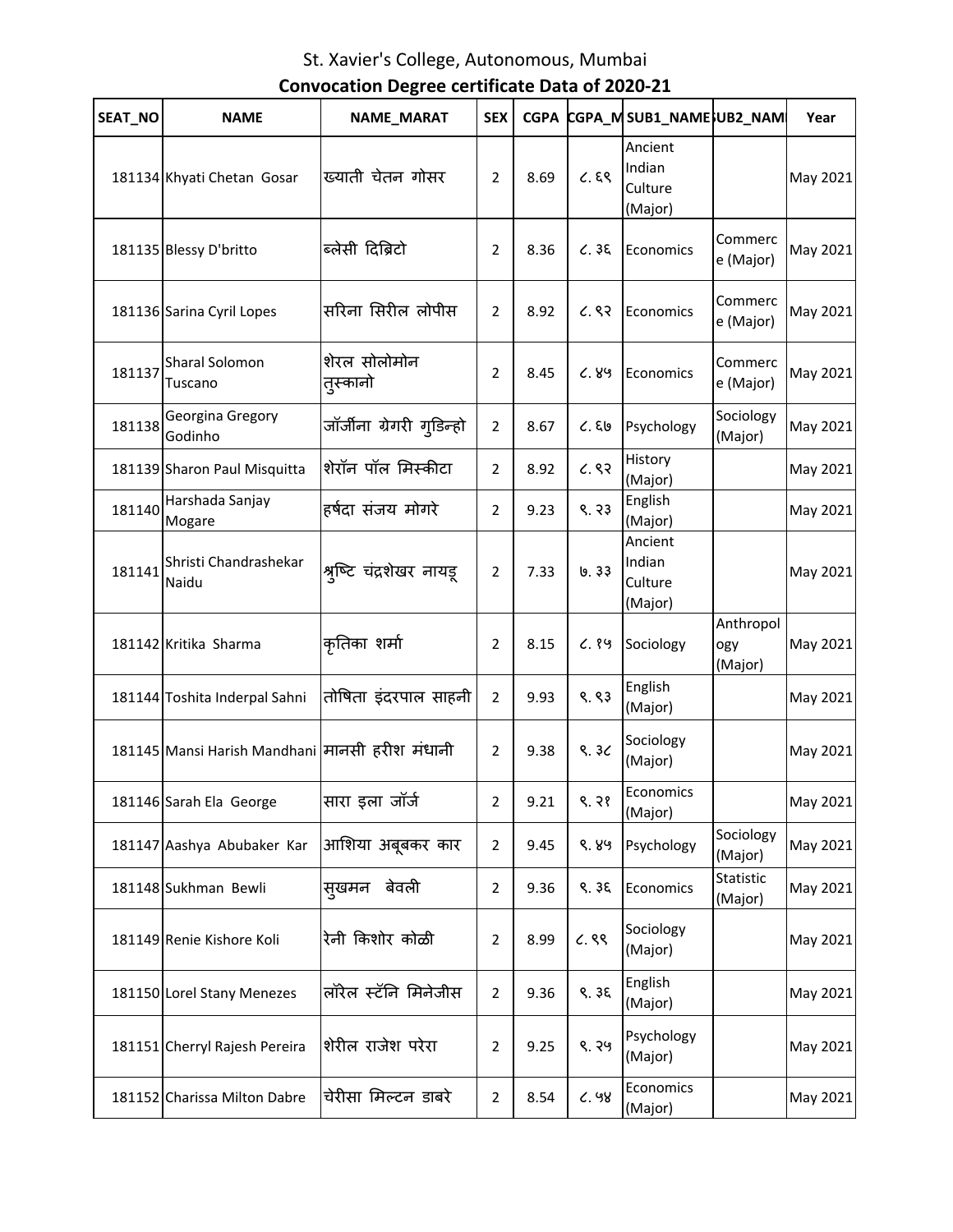St. Xavier's College, Autonomous, Mumbai

**Convocation Degree certificate Data of 2020-21**

| SEAT_NO | NAME | NAME_MARAT | SEX | CGPA | CGPA_M | SUB1_NAME | SUB2_NAME | Year |
|---|---|---|---|---|---|---|---|---|
| 181134 | Khyati Chetan Gosar | ख्याती चेतन गोसर | 2 | 8.69 | ८.६९ | Ancient Indian Culture (Major) | | May 2021 |
| 181135 | Blessy D'britto | ब्लेसी दिब्रिटो | 2 | 8.36 | ८.३६ | Economics | Commerce (Major) | May 2021 |
| 181136 | Sarina Cyril Lopes | सरिना सिरील लोपीस | 2 | 8.92 | ८.९२ | Economics | Commerce (Major) | May 2021 |
| 181137 | Sharal Solomon Tuscano | शेरल सोलोमोन तुस्कानो | 2 | 8.45 | ८.४५ | Economics | Commerce (Major) | May 2021 |
| 181138 | Georgina Gregory Godinho | जॉर्जीना ग्रेगरी गुडिन्हो | 2 | 8.67 | ८.६७ | Psychology | Sociology (Major) | May 2021 |
| 181139 | Sharon Paul Misquitta | शेरॉन पॉल मिस्कीटा | 2 | 8.92 | ८.९२ | History (Major) | | May 2021 |
| 181140 | Harshada Sanjay Mogare | हर्षदा संजय मोगरे | 2 | 9.23 | ९.२३ | English (Major) | | May 2021 |
| 181141 | Shristi Chandrashekar Naidu | श्रुष्टि चंद्रशेखर नायडू | 2 | 7.33 | ७.३३ | Ancient Indian Culture (Major) | | May 2021 |
| 181142 | Kritika Sharma | कृतिका शर्मा | 2 | 8.15 | ८.१५ | Sociology | Anthropology (Major) | May 2021 |
| 181144 | Toshita Inderpal Sahni | तोषिता इंदरपाल साहनी | 2 | 9.93 | ९.९३ | English (Major) | | May 2021 |
| 181145 | Mansi Harish Mandhani | मानसी हरीश मंधानी | 2 | 9.38 | ९.३८ | Sociology (Major) | | May 2021 |
| 181146 | Sarah Ela George | सारा इला जॉर्ज | 2 | 9.21 | ९.२१ | Economics (Major) | | May 2021 |
| 181147 | Aashya Abubaker Kar | आशिया अबूबकर कार | 2 | 9.45 | ९.४५ | Psychology | Sociology (Major) | May 2021 |
| 181148 | Sukhman Bewli | सुखमन बेवली | 2 | 9.36 | ९.३६ | Economics | Statistic (Major) | May 2021 |
| 181149 | Renie Kishore Koli | रेनी किशोर कोळी | 2 | 8.99 | ८.९९ | Sociology (Major) | | May 2021 |
| 181150 | Lorel Stany Menezes | लॉरेल स्टॅनि मिनेजीस | 2 | 9.36 | ९.३६ | English (Major) | | May 2021 |
| 181151 | Cherryl Rajesh Pereira | शेरील राजेश परेरा | 2 | 9.25 | ९.२५ | Psychology (Major) | | May 2021 |
| 181152 | Charissa Milton Dabre | चेरीसा मिल्टन डाबरे | 2 | 8.54 | ८.५४ | Economics (Major) | | May 2021 |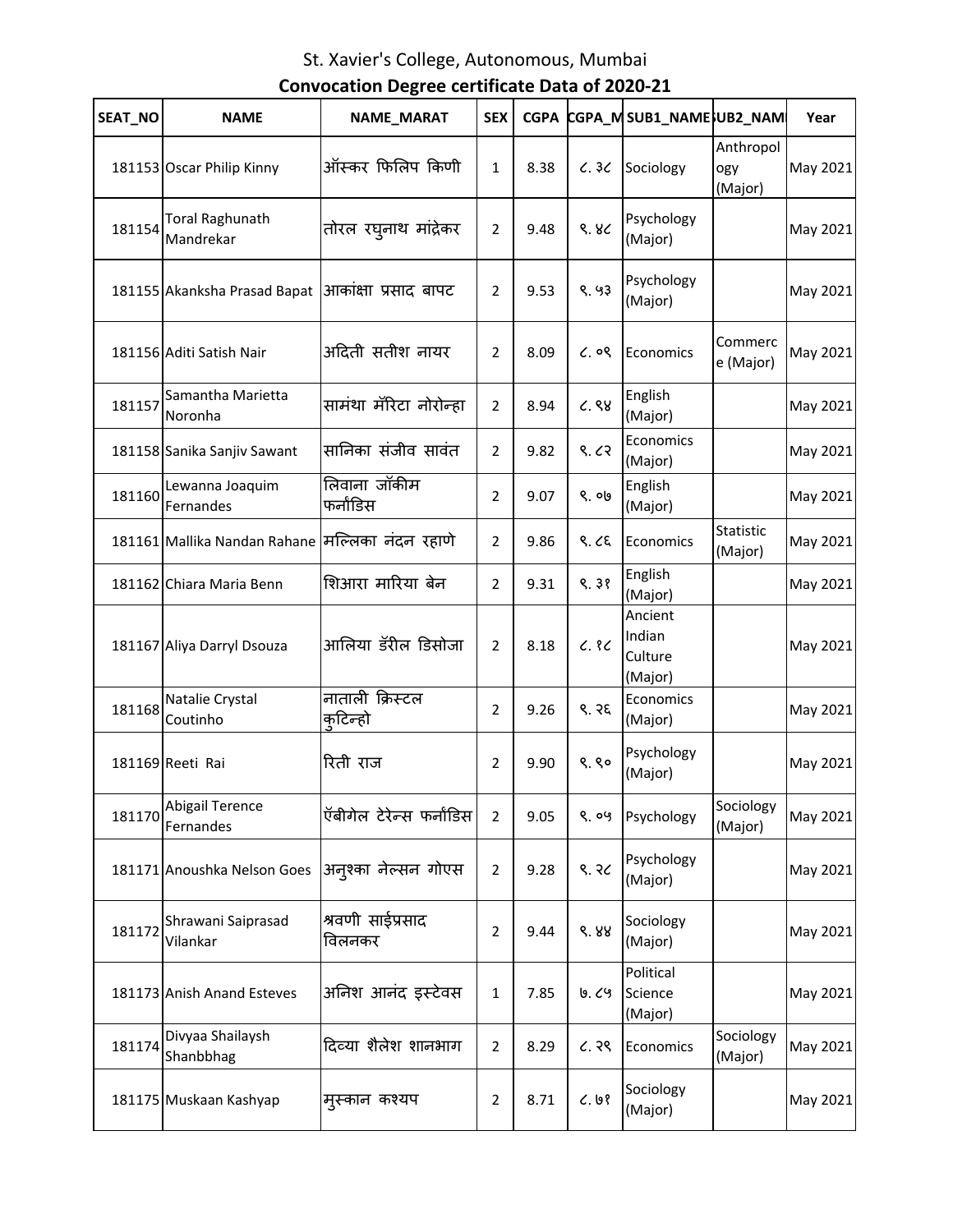# St. Xavier's College, Autonomous, Mumbai

## Convocation Degree certificate Data of 2020-21

| SEAT_NO | NAME | NAME_MARAT | SEX | CGPA | CGPA_M | SUB1_NAME | SUB2_NAM | Year |
|---|---|---|---|---|---|---|---|---|
| 181153 | Oscar Philip Kinny | ऑस्कर फिलिप किणी | 1 | 8.38 | ८.३८ | Sociology | Anthropology (Major) | May 2021 |
| 181154 | Toral Raghunath Mandrekar | तोरल रघुनाथ मांद्रेकर | 2 | 9.48 | ९.४८ | Psychology (Major) | | May 2021 |
| 181155 | Akanksha Prasad Bapat | आकांक्षा प्रसाद बापट | 2 | 9.53 | ९.५३ | Psychology (Major) | | May 2021 |
| 181156 | Aditi Satish Nair | अदिती सतीश नायर | 2 | 8.09 | ८.०९ | Economics | Commerce (Major) | May 2021 |
| 181157 | Samantha Marietta Noronha | सामंथा मॅरिटा नोरोन्हा | 2 | 8.94 | ८.९४ | English (Major) | | May 2021 |
| 181158 | Sanika Sanjiv Sawant | सानिका संजीव सावंत | 2 | 9.82 | ९.८२ | Economics (Major) | | May 2021 |
| 181160 | Lewanna Joaquim Fernandes | लिवाना जॉकीम फर्नांडिस | 2 | 9.07 | ९.०७ | English (Major) | | May 2021 |
| 181161 | Mallika Nandan Rahane | मल्लिका नंदन रहाणे | 2 | 9.86 | ९.८६ | Economics | Statistic (Major) | May 2021 |
| 181162 | Chiara Maria Benn | शिआरा मारिया बेन | 2 | 9.31 | ९.३१ | English (Major) | | May 2021 |
| 181167 | Aliya Darryl Dsouza | आलिया डॅरील डिसोजा | 2 | 8.18 | ८.१८ | Ancient Indian Culture (Major) | | May 2021 |
| 181168 | Natalie Crystal Coutinho | नाताली क्रिस्टल कुटिन्हो | 2 | 9.26 | ९.२६ | Economics (Major) | | May 2021 |
| 181169 | Reeti Rai | रिती राज | 2 | 9.90 | ९.९० | Psychology (Major) | | May 2021 |
| 181170 | Abigail Terence Fernandes | ॲबीगेल टेरेन्स फर्नांडिस | 2 | 9.05 | ९.०५ | Psychology | Sociology (Major) | May 2021 |
| 181171 | Anoushka Nelson Goes | अनुश्का नेल्सन गोएस | 2 | 9.28 | ९.२८ | Psychology (Major) | | May 2021 |
| 181172 | Shrawani Saiprasad Vilankar | श्रवणी साईप्रसाद विलनकर | 2 | 9.44 | ९.४४ | Sociology (Major) | | May 2021 |
| 181173 | Anish Anand Esteves | अनिश आनंद इस्टेवस | 1 | 7.85 | ७.८५ | Political Science (Major) | | May 2021 |
| 181174 | Divyaa Shailaysh Shanbhag | दिव्या शैलेश शानभाग | 2 | 8.29 | ८.२९ | Economics | Sociology (Major) | May 2021 |
| 181175 | Muskaan Kashyap | मुस्कान कश्यप | 2 | 8.71 | ८.७१ | Sociology (Major) | | May 2021 |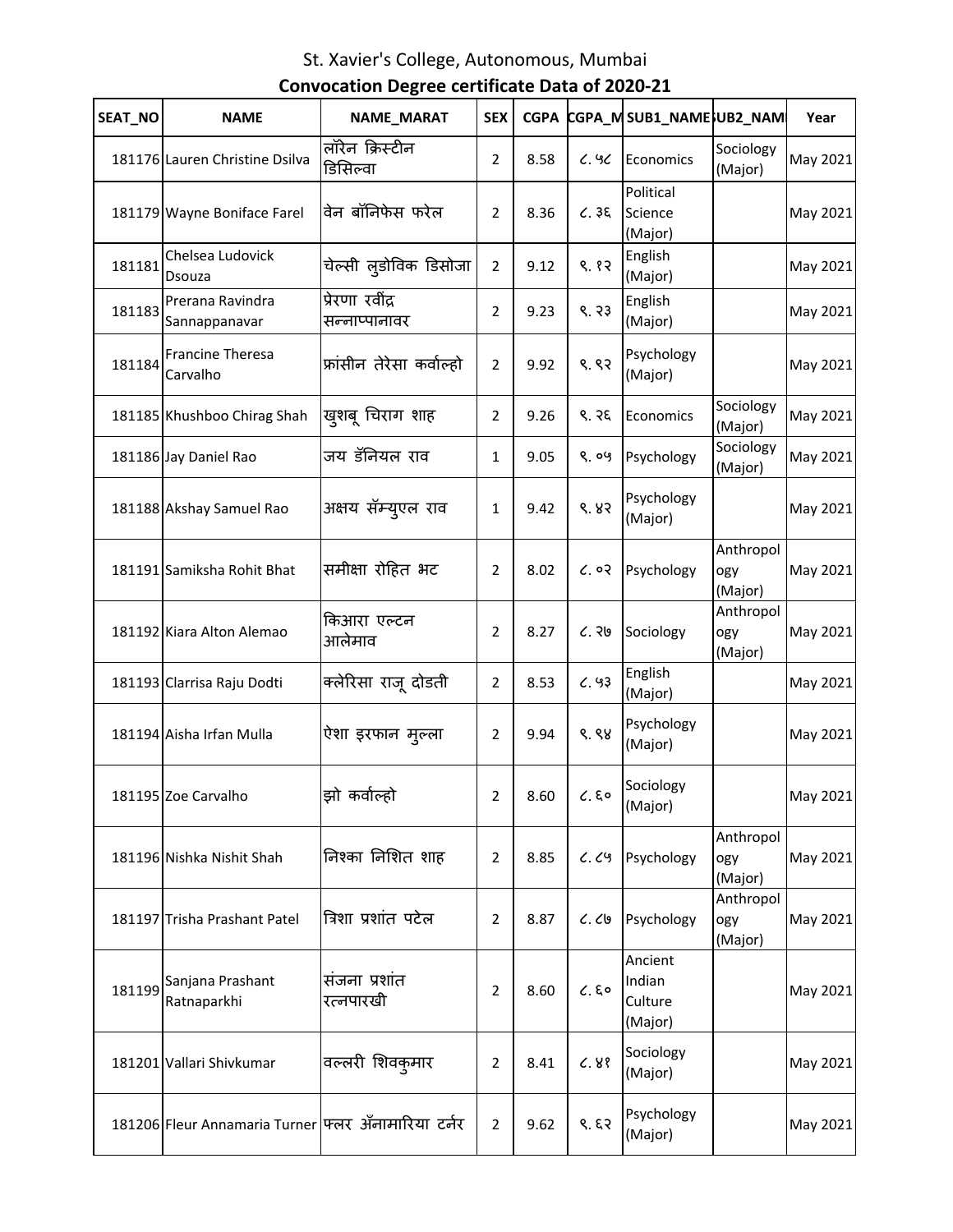St. Xavier's College, Autonomous, Mumbai

**Convocation Degree certificate Data of 2020-21**

| SEAT_NO | NAME | NAME_MARAT | SEX | CGPA | CGPA_M | SUB1_NAME | SUB2_NAME | Year |
|---|---|---|---|---|---|---|---|---|
| 181176 | Lauren Christine Dsilva | लॉरेन क्रिस्टीन डिसिल्वा | 2 | 8.58 | ८.५८ | Economics | Sociology (Major) | May 2021 |
| 181179 | Wayne Boniface Farel | वेन बॉनिफेस फरेल | 2 | 8.36 | ८.३६ | Political Science (Major) | | May 2021 |
| 181181 | Chelsea Ludovick Dsouza | चेल्सी लुडोविक डिसोजा | 2 | 9.12 | ९.१२ | English (Major) | | May 2021 |
| 181183 | Prerana Ravindra Sannappanavar | प्रेरणा रवींद्र सन्नाप्पानावर | 2 | 9.23 | ९.२३ | English (Major) | | May 2021 |
| 181184 | Francine Theresa Carvalho | फ्रांसीन तेरेसा कर्वाल्हो | 2 | 9.92 | ९.९२ | Psychology (Major) | | May 2021 |
| 181185 | Khushboo Chirag Shah | खुशबू चिराग शाह | 2 | 9.26 | ९.२६ | Economics | Sociology (Major) | May 2021 |
| 181186 | Jay Daniel Rao | जय डॅनियल राव | 1 | 9.05 | ९.०५ | Psychology | Sociology (Major) | May 2021 |
| 181188 | Akshay Samuel Rao | अक्षय सॅम्युएल राव | 1 | 9.42 | ९.४२ | Psychology (Major) | | May 2021 |
| 181191 | Samiksha Rohit Bhat | समीक्षा रोहित भट | 2 | 8.02 | ८.०२ | Psychology | Anthropology (Major) | May 2021 |
| 181192 | Kiara Alton Alemao | किआरा एल्टन आलेमाव | 2 | 8.27 | ८.२७ | Sociology | Anthropology (Major) | May 2021 |
| 181193 | Clarrisa Raju Dodti | क्लेरिसा राजू दोडती | 2 | 8.53 | ८.५३ | English (Major) | | May 2021 |
| 181194 | Aisha Irfan Mulla | ऐशा इरफान मुल्ला | 2 | 9.94 | ९.९४ | Psychology (Major) | | May 2021 |
| 181195 | Zoe Carvalho | झो कर्वाल्हो | 2 | 8.60 | ८.६० | Sociology (Major) | | May 2021 |
| 181196 | Nishka Nishit Shah | निश्का निशित शाह | 2 | 8.85 | ८.८५ | Psychology | Anthropology (Major) | May 2021 |
| 181197 | Trisha Prashant Patel | त्रिशा प्रशांत पटेल | 2 | 8.87 | ८.८७ | Psychology | Anthropology (Major) | May 2021 |
| 181199 | Sanjana Prashant Ratnaparkhi | संजना प्रशांत रत्नपारखी | 2 | 8.60 | ८.६० | Ancient Indian Culture (Major) | | May 2021 |
| 181201 | Vallari Shivkumar | वल्लरी शिवकुमार | 2 | 8.41 | ८.४१ | Sociology (Major) | | May 2021 |
| 181206 | Fleur Annamaria Turner | फ्लर ॲनामारिया टर्नर | 2 | 9.62 | ९.६२ | Psychology (Major) | | May 2021 |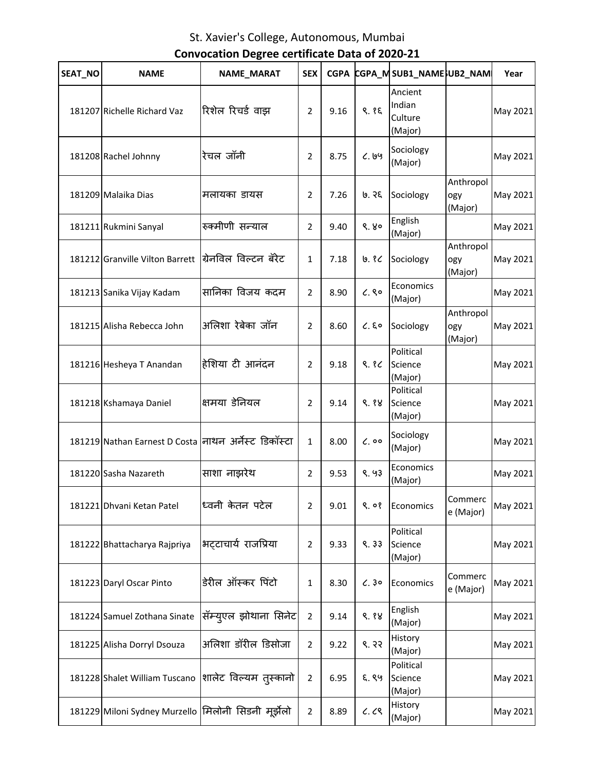St. Xavier's College, Autonomous, Mumbai

**Convocation Degree certificate Data of 2020-21**

| SEAT_NO | NAME | NAME_MARAT | SEX | CGPA | CGPA_M | SUB1_NAME | SUB2_NAME | Year |
|---|---|---|---|---|---|---|---|---|
| 181207 | Richelle Richard Vaz | रिशेल रिचर्ड वाझ | 2 | 9.16 | ९.१६ | Ancient Indian Culture (Major) | | May 2021 |
| 181208 | Rachel Johnny | रेचल जॉनी | 2 | 8.75 | ८.७५ | Sociology (Major) | | May 2021 |
| 181209 | Malaika Dias | मलायका डायस | 2 | 7.26 | ७.२६ | Sociology | Anthropology (Major) | May 2021 |
| 181211 | Rukmini Sanyal | रुक्मीणी सन्याल | 2 | 9.40 | ९.४० | English (Major) | | May 2021 |
| 181212 | Granville Vilton Barrett | ग्रेनविल विल्टन बॅरेट | 1 | 7.18 | ७.१८ | Sociology | Anthropology (Major) | May 2021 |
| 181213 | Sanika Vijay Kadam | सानिका विजय कदम | 2 | 8.90 | ८.९० | Economics (Major) | | May 2021 |
| 181215 | Alisha Rebecca John | अलिशा रेबेका जॉन | 2 | 8.60 | ८.६० | Sociology | Anthropology (Major) | May 2021 |
| 181216 | Hesheya T Anandan | हेशिया टी आनंदन | 2 | 9.18 | ९.१८ | Political Science (Major) | | May 2021 |
| 181218 | Kshamaya Daniel | क्षमया डेनियल | 2 | 9.14 | ९.१४ | Political Science (Major) | | May 2021 |
| 181219 | Nathan Earnest D Costa | नाथन अर्नेस्ट डिकॉस्टा | 1 | 8.00 | ८.०० | Sociology (Major) | | May 2021 |
| 181220 | Sasha Nazareth | साशा नाझरेथ | 2 | 9.53 | ९.५३ | Economics (Major) | | May 2021 |
| 181221 | Dhvani Ketan Patel | ध्वनी केतन पटेल | 2 | 9.01 | ९.०१ | Economics | Commerce (Major) | May 2021 |
| 181222 | Bhattacharya Rajpriya | भट्टाचार्य राजप्रिया | 2 | 9.33 | ९.३३ | Political Science (Major) | | May 2021 |
| 181223 | Daryl Oscar Pinto | डेरील ऑस्कर पिंटो | 1 | 8.30 | ८.३० | Economics | Commerce (Major) | May 2021 |
| 181224 | Samuel Zothana Sinate | सॅम्युएल झोथाना सिनेट | 2 | 9.14 | ९.१४ | English (Major) | | May 2021 |
| 181225 | Alisha Dorryl Dsouza | अलिशा डॉरील डिसोजा | 2 | 9.22 | ९.२२ | History (Major) | | May 2021 |
| 181228 | Shalet William Tuscano | शालेट विल्यम तुस्कानो | 2 | 6.95 | ६.९५ | Political Science (Major) | | May 2021 |
| 181229 | Miloni Sydney Murzello | मिलोनी सिडनी मूर्झेलो | 2 | 8.89 | ८.८९ | History (Major) | | May 2021 |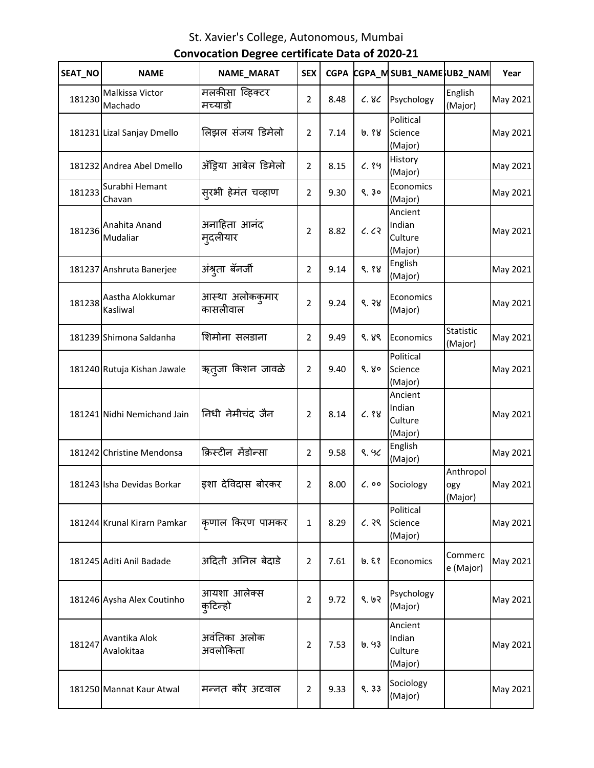St. Xavier's College, Autonomous, Mumbai

**Convocation Degree certificate Data of 2020-21**

| SEAT_NO | NAME | NAME_MARAT | SEX | CGPA | CGPA_M | SUB1_NAME | SUB2_NAM | Year |
|---|---|---|---|---|---|---|---|---|
| 181230 | Malkissa Victor Machado | मलकीसा व्हिक्टर मच्याडो | 2 | 8.48 | ८.४८ | Psychology | English (Major) | May 2021 |
| 181231 | Lizal Sanjay Dmello | लिझल संजय डिमेलो | 2 | 7.14 | ७.१४ | Political Science (Major) | | May 2021 |
| 181232 | Andrea Abel Dmello | ॲंड्रिया आबेल डिमेलो | 2 | 8.15 | ८.१५ | History (Major) | | May 2021 |
| 181233 | Surabhi Hemant Chavan | सुरभी हेमंत चव्हाण | 2 | 9.30 | ९.३० | Economics (Major) | | May 2021 |
| 181236 | Anahita Anand Mudaliar | अनाहिता आनंद मुदलीयार | 2 | 8.82 | ८.८२ | Ancient Indian Culture (Major) | | May 2021 |
| 181237 | Anshruta Banerjee | अंश्रुता बॅनर्जी | 2 | 9.14 | ९.१४ | English (Major) | | May 2021 |
| 181238 | Aastha Alokkumar Kasliwal | आस्था अलोककुमार कासलीवाल | 2 | 9.24 | ९.२४ | Economics (Major) | | May 2021 |
| 181239 | Shimona Saldanha | शिमोना सलडाना | 2 | 9.49 | ९.४९ | Economics | Statistic (Major) | May 2021 |
| 181240 | Rutuja Kishan Jawale | ऋतुजा किशन जावळे | 2 | 9.40 | ९.४० | Political Science (Major) | | May 2021 |
| 181241 | Nidhi Nemichand Jain | निधी नेमीचंद जैन | 2 | 8.14 | ८.१४ | Ancient Indian Culture (Major) | | May 2021 |
| 181242 | Christine Mendonsa | क्रिस्टीन मेंडोन्सा | 2 | 9.58 | ९.५८ | English (Major) | | May 2021 |
| 181243 | Isha Devidas Borkar | इशा देविदास बोरकर | 2 | 8.00 | ८.०० | Sociology | Anthropology (Major) | May 2021 |
| 181244 | Krunal Kirarn Pamkar | कृणाल किरण पामकर | 1 | 8.29 | ८.२९ | Political Science (Major) | | May 2021 |
| 181245 | Aditi Anil Badade | अदिती अनिल बेदाडे | 2 | 7.61 | ७.६१ | Economics | Commerce (Major) | May 2021 |
| 181246 | Aysha Alex Coutinho | आयशा आलेक्स कुटिन्हो | 2 | 9.72 | ९.७२ | Psychology (Major) | | May 2021 |
| 181247 | Avantika Alok Avalokitaa | अवंतिका अलोक अवलोकिता | 2 | 7.53 | ७.५३ | Ancient Indian Culture (Major) | | May 2021 |
| 181250 | Mannat Kaur Atwal | मन्नत कौर अटवाल | 2 | 9.33 | ९.३३ | Sociology (Major) | | May 2021 |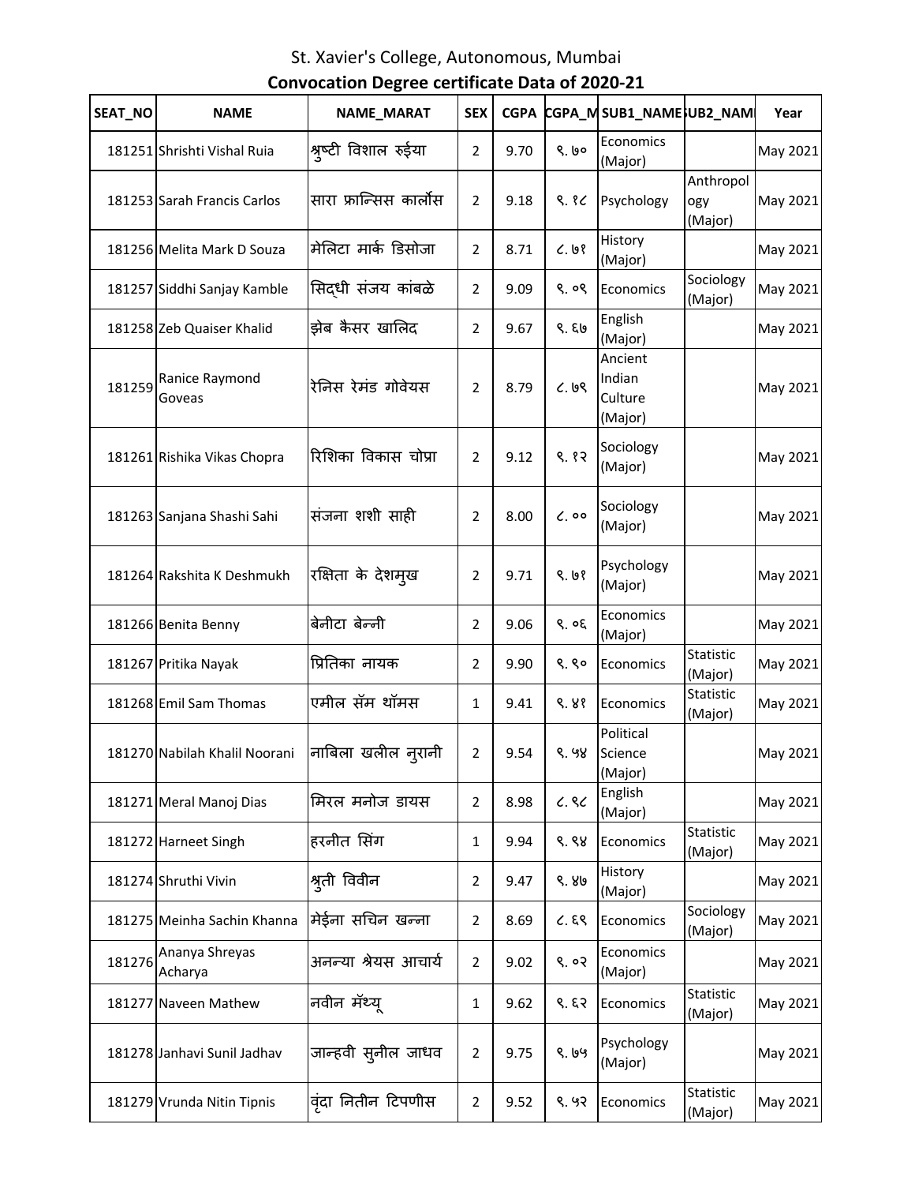# St. Xavier's College, Autonomous, Mumbai

## Convocation Degree certificate Data of 2020-21

| SEAT_NO | NAME | NAME_MARAT | SEX | CGPA | CGPA_M | SUB1_NAME | SUB2_NAM | Year |
|---|---|---|---|---|---|---|---|---|
| 181251 | Shrishti Vishal Ruia | श्रुष्टी विशाल रुईया | 2 | 9.70 | ९.७० | Economics (Major) | | May 2021 |
| 181253 | Sarah Francis Carlos | सारा फ्रान्सिस कार्लोस | 2 | 9.18 | ९.१८ | Psychology | Anthropology (Major) | May 2021 |
| 181256 | Melita Mark D Souza | मेलिटा मार्क डिसोजा | 2 | 8.71 | ८.७१ | History (Major) | | May 2021 |
| 181257 | Siddhi Sanjay Kamble | सिद्धी संजय कांबळे | 2 | 9.09 | ९.०९ | Economics | Sociology (Major) | May 2021 |
| 181258 | Zeb Quaiser Khalid | झेब कैसर खालिद | 2 | 9.67 | ९.६७ | English (Major) | | May 2021 |
| 181259 | Ranice Raymond Goveas | रेनिस रेमंड गोवेयस | 2 | 8.79 | ८.७९ | Ancient Indian Culture (Major) | | May 2021 |
| 181261 | Rishika Vikas Chopra | रिशिका विकास चोप्रा | 2 | 9.12 | ९.१२ | Sociology (Major) | | May 2021 |
| 181263 | Sanjana Shashi Sahi | संजना शशी साही | 2 | 8.00 | ८.०० | Sociology (Major) | | May 2021 |
| 181264 | Rakshita K Deshmukh | रक्षिता के देशमुख | 2 | 9.71 | ९.७१ | Psychology (Major) | | May 2021 |
| 181266 | Benita Benny | बेनीटा बेन्नी | 2 | 9.06 | ९.०६ | Economics (Major) | | May 2021 |
| 181267 | Pritika Nayak | प्रितिका नायक | 2 | 9.90 | ९.९० | Economics | Statistic (Major) | May 2021 |
| 181268 | Emil Sam Thomas | एमील सॅम थॉमस | 1 | 9.41 | ९.४१ | Economics | Statistic (Major) | May 2021 |
| 181270 | Nabilah Khalil Noorani | नाबिला खलील नुरानी | 2 | 9.54 | ९.५४ | Political Science (Major) | | May 2021 |
| 181271 | Meral Manoj Dias | मिरल मनोज डायस | 2 | 8.98 | ८.९८ | English (Major) | | May 2021 |
| 181272 | Harneet Singh | हरनीत सिंग | 1 | 9.94 | ९.९४ | Economics | Statistic (Major) | May 2021 |
| 181274 | Shruthi Vivin | श्रुती विवीन | 2 | 9.47 | ९.४७ | History (Major) | | May 2021 |
| 181275 | Meinha Sachin Khanna | मेईना सचिन खन्ना | 2 | 8.69 | ८.६९ | Economics | Sociology (Major) | May 2021 |
| 181276 | Ananya Shreyas Acharya | अनन्या श्रेयस आचार्य | 2 | 9.02 | ९.०२ | Economics (Major) | | May 2021 |
| 181277 | Naveen Mathew | नवीन मॅथ्यू | 1 | 9.62 | ९.६२ | Economics | Statistic (Major) | May 2021 |
| 181278 | Janhavi Sunil Jadhav | जान्हवी सुनील जाधव | 2 | 9.75 | ९.७५ | Psychology (Major) | | May 2021 |
| 181279 | Vrunda Nitin Tipnis | वृंदा नितीन टिपणीस | 2 | 9.52 | ९.५२ | Economics | Statistic (Major) | May 2021 |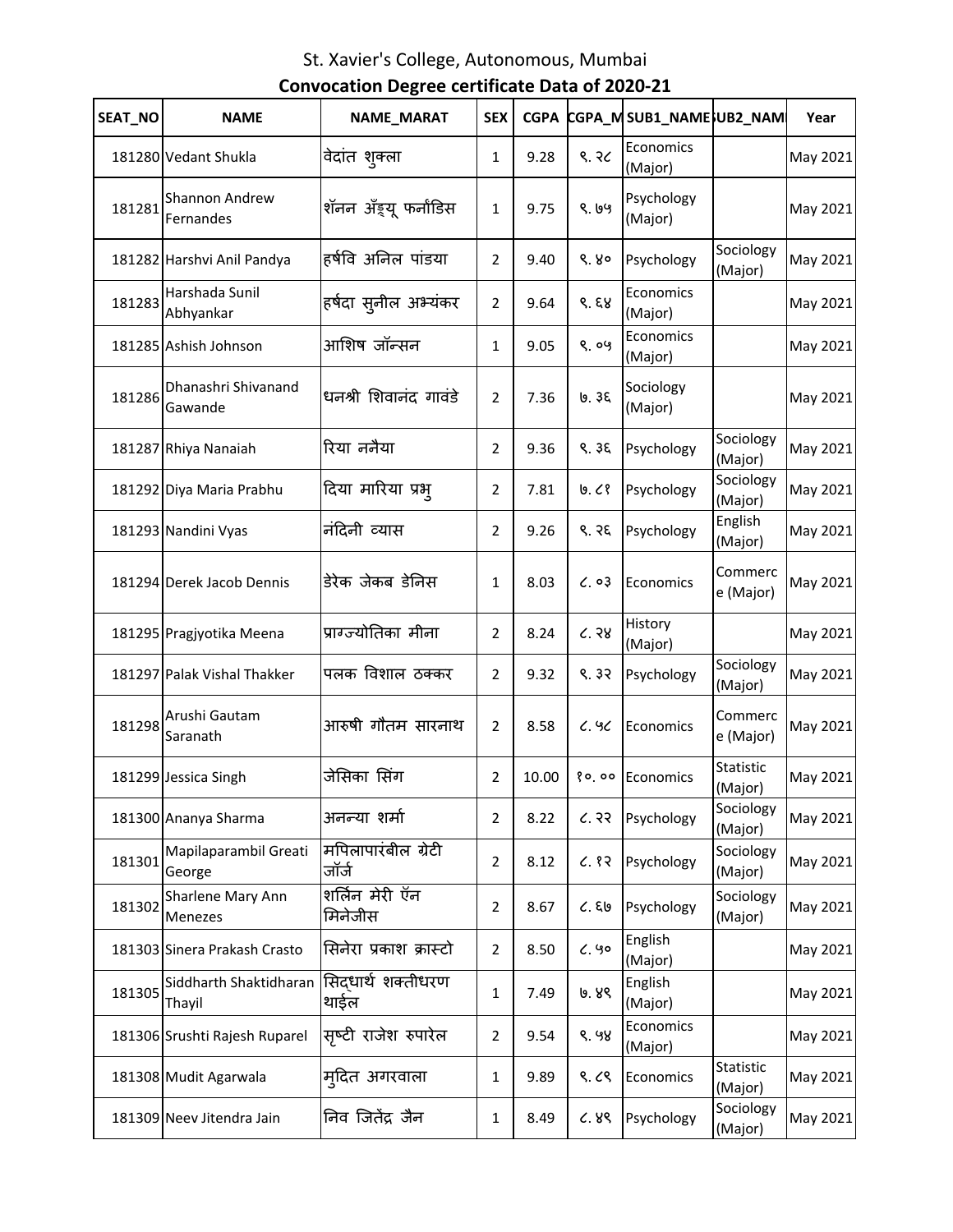# St. Xavier's College, Autonomous, Mumbai

## Convocation Degree certificate Data of 2020-21

| SEAT_NO | NAME | NAME_MARAT | SEX | CGPA | CGPA_M | SUB1_NAME | SUB2_NAM | Year |
|---|---|---|---|---|---|---|---|---|
| 181280 | Vedant Shukla | वेदांत शुक्ला | 1 | 9.28 | ९.२८ | Economics (Major) | | May 2021 |
| 181281 | Shannon Andrew Fernandes | शॅनन अँड्र्यू फर्नांडिस | 1 | 9.75 | ९.७५ | Psychology (Major) | | May 2021 |
| 181282 | Harshvi Anil Pandya | हर्षवि अनिल पांडया | 2 | 9.40 | ९.४० | Psychology | Sociology (Major) | May 2021 |
| 181283 | Harshada Sunil Abhyankar | हर्षदा सुनील अभ्यंकर | 2 | 9.64 | ९.६४ | Economics (Major) | | May 2021 |
| 181285 | Ashish Johnson | आशिष जॉन्सन | 1 | 9.05 | ९.०५ | Economics (Major) | | May 2021 |
| 181286 | Dhanashri Shivanand Gawande | धनश्री शिवानंद गावंडे | 2 | 7.36 | ७.३६ | Sociology (Major) | | May 2021 |
| 181287 | Rhiya Nanaiah | रिया ननैया | 2 | 9.36 | ९.३६ | Psychology | Sociology (Major) | May 2021 |
| 181292 | Diya Maria Prabhu | दिया मारिया प्रभु | 2 | 7.81 | ७.८१ | Psychology | Sociology (Major) | May 2021 |
| 181293 | Nandini Vyas | नंदिनी व्यास | 2 | 9.26 | ९.२६ | Psychology | English (Major) | May 2021 |
| 181294 | Derek Jacob Dennis | डेरेक जेकब डेनिस | 1 | 8.03 | ८.०३ | Economics | Commerce (Major) | May 2021 |
| 181295 | Pragjyotika Meena | प्राग्ज्योतिका मीना | 2 | 8.24 | ८.२४ | History (Major) | | May 2021 |
| 181297 | Palak Vishal Thakker | पलक विशाल ठक्कर | 2 | 9.32 | ९.३२ | Psychology | Sociology (Major) | May 2021 |
| 181298 | Arushi Gautam Saranath | आरुषी गौतम सारनाथ | 2 | 8.58 | ८.५८ | Economics | Commerce (Major) | May 2021 |
| 181299 | Jessica Singh | जेसिका सिंग | 2 | 10.00 | १०.०० | Economics | Statistic (Major) | May 2021 |
| 181300 | Ananya Sharma | अनन्या शर्मा | 2 | 8.22 | ८.२२ | Psychology | Sociology (Major) | May 2021 |
| 181301 | Mapilaparambil Greati George | मपिलापारंबील ग्रेटी जॉर्ज | 2 | 8.12 | ८.१२ | Psychology | Sociology (Major) | May 2021 |
| 181302 | Sharlene Mary Ann Menezes | शर्लिन मेरी ऍन मिनेजीस | 2 | 8.67 | ८.६७ | Psychology | Sociology (Major) | May 2021 |
| 181303 | Sinera Prakash Crasto | सिनेरा प्रकाश क्रास्टो | 2 | 8.50 | ८.५० | English (Major) | | May 2021 |
| 181305 | Siddharth Shaktidharan Thayil | सिद्धार्थ शक्तीधरण थाईल | 1 | 7.49 | ७.४९ | English (Major) | | May 2021 |
| 181306 | Srushti Rajesh Ruparel | सृष्टी राजेश रुपारेल | 2 | 9.54 | ९.५४ | Economics (Major) | | May 2021 |
| 181308 | Mudit Agarwala | मुदित अगरवाला | 1 | 9.89 | ९.८९ | Economics | Statistic (Major) | May 2021 |
| 181309 | Neev Jitendra Jain | निव जितेंद्र जैन | 1 | 8.49 | ८.४९ | Psychology | Sociology (Major) | May 2021 |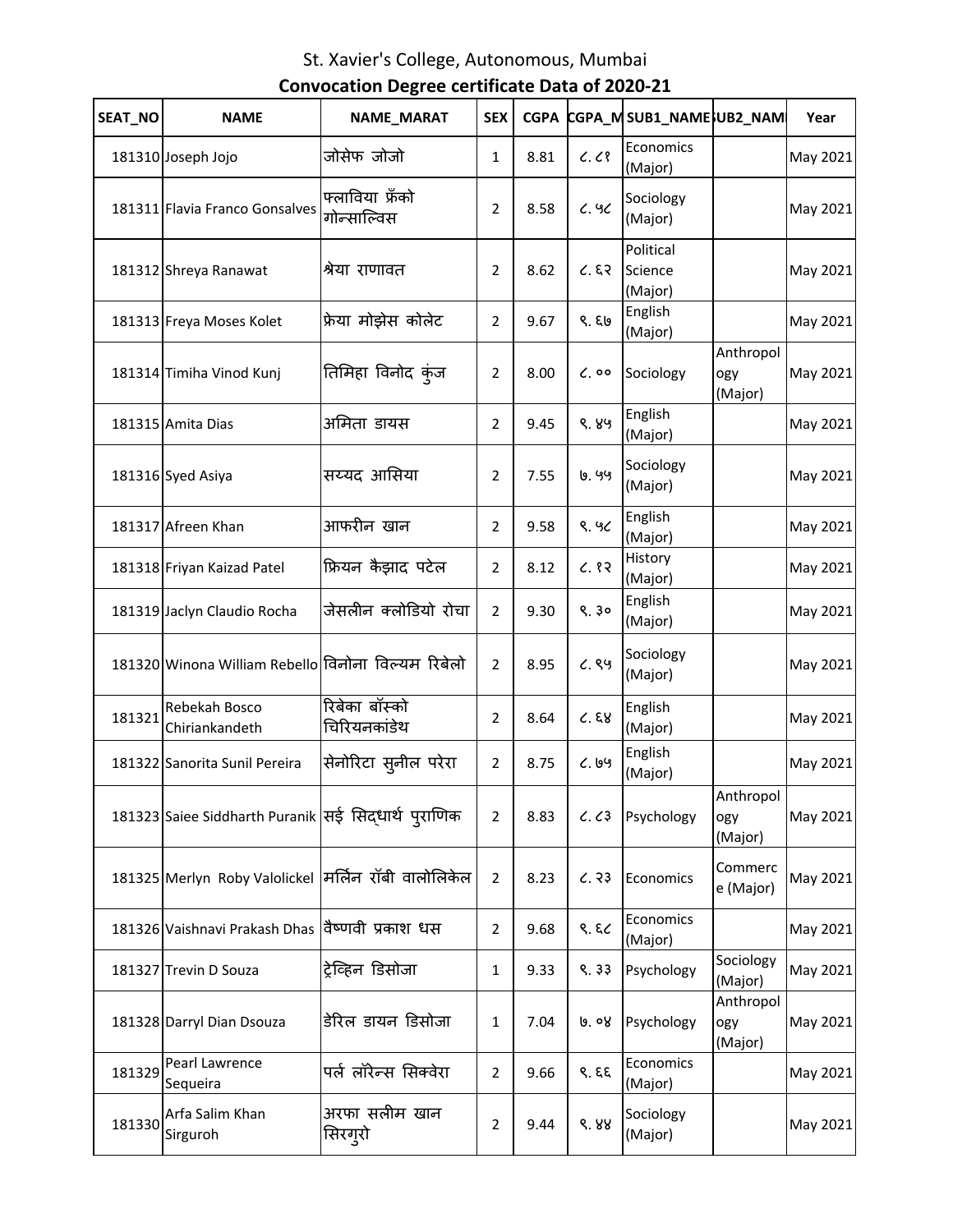# St. Xavier's College, Autonomous, Mumbai

## Convocation Degree certificate Data of 2020-21

| SEAT_NO | NAME | NAME_MARAT | SEX | CGPA | CGPA_M | SUB1_NAME | SUB2_NAM | Year |
|---|---|---|---|---|---|---|---|---|
| 181310 | Joseph Jojo | जोसेफ जोजो | 1 | 8.81 | ८.८१ | Economics (Major) | | May 2021 |
| 181311 | Flavia Franco Gonsalves | फ्लाविया फ्रँको गोन्साल्विस | 2 | 8.58 | ८.५८ | Sociology (Major) | | May 2021 |
| 181312 | Shreya Ranawat | श्रेया राणावत | 2 | 8.62 | ८.६२ | Political Science (Major) | | May 2021 |
| 181313 | Freya Moses Kolet | फ्रेया मोझेस कोलेट | 2 | 9.67 | ९.६७ | English (Major) | | May 2021 |
| 181314 | Timiha Vinod Kunj | तिमिहा विनोद कुंज | 2 | 8.00 | ८.०० | Sociology | Anthropology (Major) | May 2021 |
| 181315 | Amita Dias | अमिता डायस | 2 | 9.45 | ९.४५ | English (Major) | | May 2021 |
| 181316 | Syed Asiya | सय्यद आसिया | 2 | 7.55 | ७.५५ | Sociology (Major) | | May 2021 |
| 181317 | Afreen Khan | आफरीन खान | 2 | 9.58 | ९.५८ | English (Major) | | May 2021 |
| 181318 | Friyan Kaizad Patel | फ्रियन कैझाद पटेल | 2 | 8.12 | ८.१२ | History (Major) | | May 2021 |
| 181319 | Jaclyn Claudio Rocha | जेसलीन क्लोडियो रोचा | 2 | 9.30 | ९.३० | English (Major) | | May 2021 |
| 181320 | Winona William Rebello | विनोना विल्यम रिबेलो | 2 | 8.95 | ८.९५ | Sociology (Major) | | May 2021 |
| 181321 | Rebekah Bosco Chiriankandeth | रिबेका बॉस्को चिरियनकांडेथ | 2 | 8.64 | ८.६४ | English (Major) | | May 2021 |
| 181322 | Sanorita Sunil Pereira | सेनोरिटा सुनील परेरा | 2 | 8.75 | ८.७५ | English (Major) | | May 2021 |
| 181323 | Saiee Siddharth Puranik | सई सिद्धार्थ पुराणिक | 2 | 8.83 | ८.८३ | Psychology | Anthropology (Major) | May 2021 |
| 181325 | Merlyn Roby Valolickel | मर्लिन रॉबी वालोलिकेल | 2 | 8.23 | ८.२३ | Economics | Commerce (Major) | May 2021 |
| 181326 | Vaishnavi Prakash Dhas | वैष्णवी प्रकाश धस | 2 | 9.68 | ९.६८ | Economics (Major) | | May 2021 |
| 181327 | Trevin D Souza | ट्रेव्हिन डिसोजा | 1 | 9.33 | ९.३३ | Psychology | Sociology (Major) | May 2021 |
| 181328 | Darryl Dian Dsouza | डेरिल डायन डिसोजा | 1 | 7.04 | ७.०४ | Psychology | Anthropology (Major) | May 2021 |
| 181329 | Pearl Lawrence Sequeira | पर्ल लॉरेन्स सिक्वेरा | 2 | 9.66 | ९.६६ | Economics (Major) | | May 2021 |
| 181330 | Arfa Salim Khan Sirguroh | अरफा सलीम खान सिरगुरो | 2 | 9.44 | ९.४४ | Sociology (Major) | | May 2021 |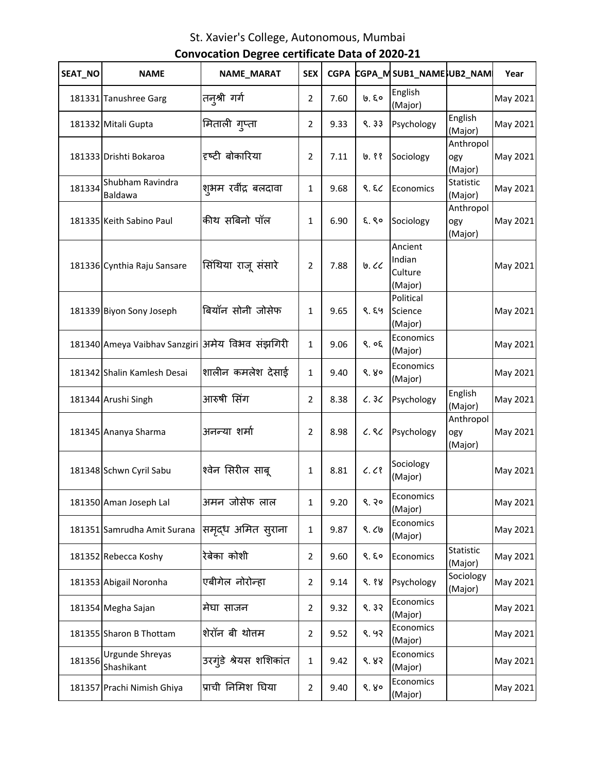St. Xavier's College, Autonomous, Mumbai

**Convocation Degree certificate Data of 2020-21**

| SEAT_NO | NAME | NAME_MARAT | SEX | CGPA | CGPA_M | SUB1_NAME | SUB2_NAM | Year |
|---|---|---|---|---|---|---|---|---|
| 181331 | Tanushree Garg | तनुश्री गर्ग | 2 | 7.60 | ७.६० | English (Major) | | May 2021 |
| 181332 | Mitali Gupta | मिताली गुप्ता | 2 | 9.33 | ९.३३ | Psychology | English (Major) | May 2021 |
| 181333 | Drishti Bokaroa | दृष्टी बोकारिया | 2 | 7.11 | ७.११ | Sociology | Anthropology (Major) | May 2021 |
| 181334 | Shubham Ravindra Baldawa | शुभम रवींद्र बलदावा | 1 | 9.68 | ९.६८ | Economics | Statistic (Major) | May 2021 |
| 181335 | Keith Sabino Paul | कीथ सबिनो पॉल | 1 | 6.90 | ६.९० | Sociology | Anthropology (Major) | May 2021 |
| 181336 | Cynthia Raju Sansare | सिंथिया राजू संसारे | 2 | 7.88 | ७.८८ | Ancient Indian Culture (Major) | | May 2021 |
| 181339 | Biyon Sony Joseph | बियॉन सोनी जोसेफ | 1 | 9.65 | ९.६५ | Political Science (Major) | | May 2021 |
| 181340 | Ameya Vaibhav Sanzgiri | अमेय विभव संझगिरी | 1 | 9.06 | ९.०६ | Economics (Major) | | May 2021 |
| 181342 | Shalin Kamlesh Desai | शालीन कमलेश देसाई | 1 | 9.40 | ९.४० | Economics (Major) | | May 2021 |
| 181344 | Arushi Singh | आरुषी सिंग | 2 | 8.38 | ८.३८ | Psychology | English (Major) | May 2021 |
| 181345 | Ananya Sharma | अनन्या शर्मा | 2 | 8.98 | ८.९८ | Psychology | Anthropology (Major) | May 2021 |
| 181348 | Schwn Cyril Sabu | श्वेन सिरील साबू | 1 | 8.81 | ८.८१ | Sociology (Major) | | May 2021 |
| 181350 | Aman Joseph Lal | अमन जोसेफ लाल | 1 | 9.20 | ९.२० | Economics (Major) | | May 2021 |
| 181351 | Samrudha Amit Surana | समृद्ध अमित सुराना | 1 | 9.87 | ९.८७ | Economics (Major) | | May 2021 |
| 181352 | Rebecca Koshy | रेबेका कोशी | 2 | 9.60 | ९.६० | Economics | Statistic (Major) | May 2021 |
| 181353 | Abigail Noronha | एबीगेल नोरोन्हा | 2 | 9.14 | ९.१४ | Psychology | Sociology (Major) | May 2021 |
| 181354 | Megha Sajan | मेघा साजन | 2 | 9.32 | ९.३२ | Economics (Major) | | May 2021 |
| 181355 | Sharon B Thottam | शेरॉन बी थोत्तम | 2 | 9.52 | ९.५२ | Economics (Major) | | May 2021 |
| 181356 | Urgunde Shreyas Shashikant | उरगुंडे श्रेयस शशिकांत | 1 | 9.42 | ९.४२ | Economics (Major) | | May 2021 |
| 181357 | Prachi Nimish Ghiya | प्राची निमिश घिया | 2 | 9.40 | ९.४० | Economics (Major) | | May 2021 |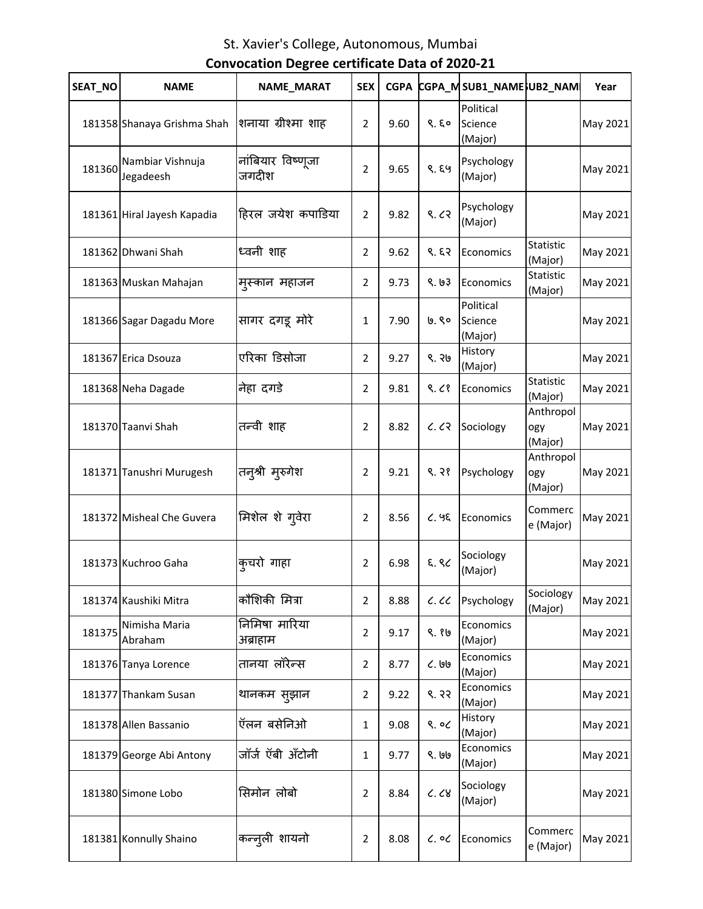St. Xavier's College, Autonomous, Mumbai

**Convocation Degree certificate Data of 2020-21**

| SEAT_NO | NAME | NAME_MARAT | SEX | CGPA | CGPA_M | SUB1_NAME | SUB2_NAM | Year |
|---|---|---|---|---|---|---|---|---|
| 181358 | Shanaya Grishma Shah | शनाया ग्रीश्मा शाह | 2 | 9.60 | ९.६० | Political Science (Major) | | May 2021 |
| 181360 | Nambiar Vishnuja Jegadeesh | नांबियार विष्णूजा जगदीश | 2 | 9.65 | ९.६५ | Psychology (Major) | | May 2021 |
| 181361 | Hiral Jayesh Kapadia | हिरल जयेश कपाडिया | 2 | 9.82 | ९.८२ | Psychology (Major) | | May 2021 |
| 181362 | Dhwani Shah | ध्वनी शाह | 2 | 9.62 | ९.६२ | Economics | Statistic (Major) | May 2021 |
| 181363 | Muskan Mahajan | मुस्कान महाजन | 2 | 9.73 | ९.७३ | Economics | Statistic (Major) | May 2021 |
| 181366 | Sagar Dagadu More | सागर दगडू मोरे | 1 | 7.90 | ७.९० | Political Science (Major) | | May 2021 |
| 181367 | Erica Dsouza | एरिका डिसोजा | 2 | 9.27 | ९.२७ | History (Major) | | May 2021 |
| 181368 | Neha Dagade | नेहा दगडे | 2 | 9.81 | ९.८१ | Economics | Statistic (Major) | May 2021 |
| 181370 | Taanvi Shah | तन्वी शाह | 2 | 8.82 | ८.८२ | Sociology | Anthropology (Major) | May 2021 |
| 181371 | Tanushri Murugesh | तनुश्री मुरुगेश | 2 | 9.21 | ९.२१ | Psychology | Anthropology (Major) | May 2021 |
| 181372 | Misheal Che Guvera | मिशेल शे गुवेरा | 2 | 8.56 | ८.५६ | Economics | Commerce (Major) | May 2021 |
| 181373 | Kuchroo Gaha | कुचरो गाहा | 2 | 6.98 | ६.९८ | Sociology (Major) | | May 2021 |
| 181374 | Kaushiki Mitra | कौशिकी मित्रा | 2 | 8.88 | ८.८८ | Psychology | Sociology (Major) | May 2021 |
| 181375 | Nimisha Maria Abraham | निमिषा मारिया अब्राहाम | 2 | 9.17 | ९.१७ | Economics (Major) | | May 2021 |
| 181376 | Tanya Lorence | तानया लॉरेन्स | 2 | 8.77 | ८.७७ | Economics (Major) | | May 2021 |
| 181377 | Thankam Susan | थानकम सुझान | 2 | 9.22 | ९.२२ | Economics (Major) | | May 2021 |
| 181378 | Allen Bassanio | ॲलन बसेनिओ | 1 | 9.08 | ९.०८ | History (Major) | | May 2021 |
| 181379 | George Abi Antony | जॉर्ज ॲबी ॲंटोनी | 1 | 9.77 | ९.७७ | Economics (Major) | | May 2021 |
| 181380 | Simone Lobo | सिमोन लोबो | 2 | 8.84 | ८.८४ | Sociology (Major) | | May 2021 |
| 181381 | Konnully Shaino | कन्नुली शायनो | 2 | 8.08 | ८.०८ | Economics | Commerce (Major) | May 2021 |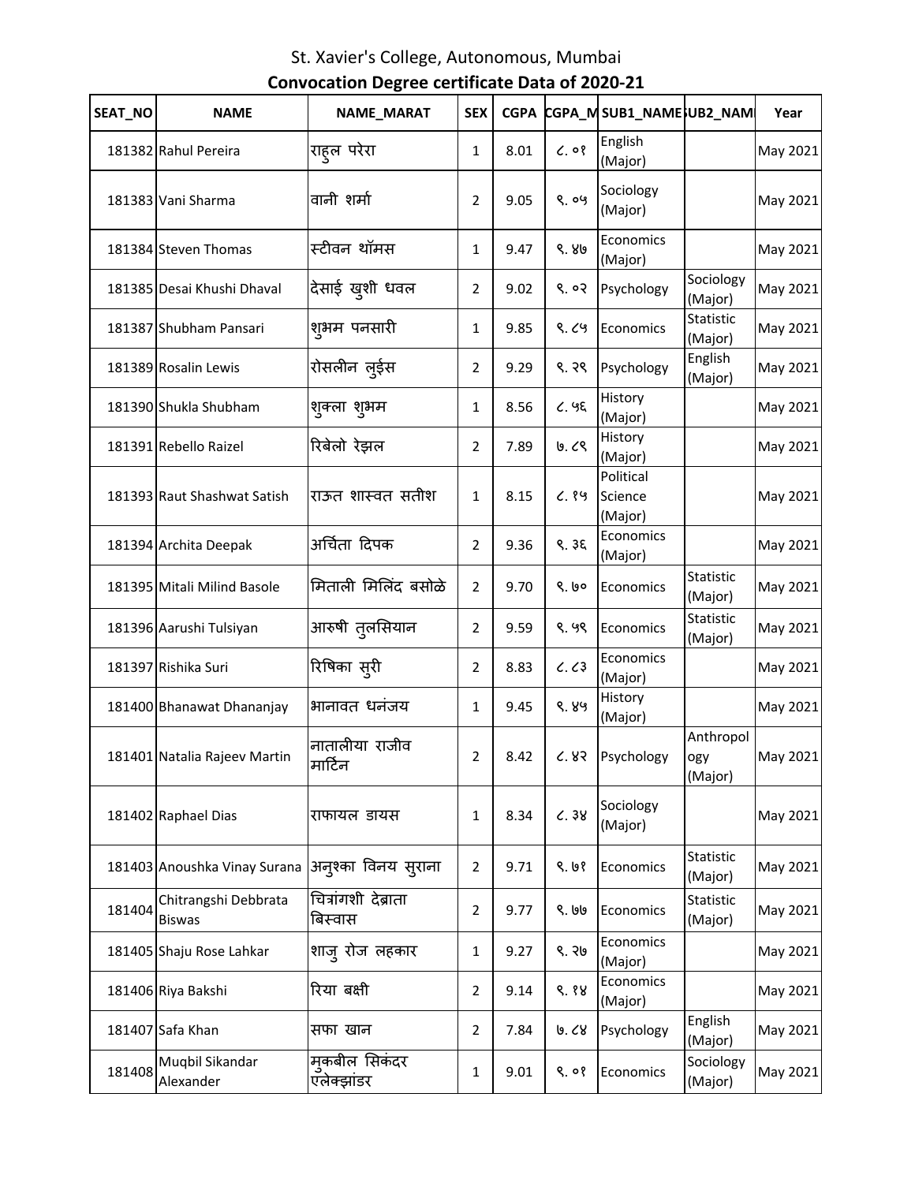# St. Xavier's College, Autonomous, Mumbai

## Convocation Degree certificate Data of 2020-21

| SEAT_NO | NAME | NAME_MARAT | SEX | CGPA | CGPA_M | SUB1_NAME | SUB2_NAME | Year |
|---|---|---|---|---|---|---|---|---|
| 181382 | Rahul Pereira | राहुल परेरा | 1 | 8.01 | ८.०१ | English (Major) | | May 2021 |
| 181383 | Vani Sharma | वानी शर्मा | 2 | 9.05 | ९.०५ | Sociology (Major) | | May 2021 |
| 181384 | Steven Thomas | स्टीवन थॉमस | 1 | 9.47 | ९.४७ | Economics (Major) | | May 2021 |
| 181385 | Desai Khushi Dhaval | देसाई खुशी धवल | 2 | 9.02 | ९.०२ | Psychology | Sociology (Major) | May 2021 |
| 181387 | Shubham Pansari | शुभम पनसारी | 1 | 9.85 | ९.८५ | Economics | Statistic (Major) | May 2021 |
| 181389 | Rosalin Lewis | रोसलीन लुईस | 2 | 9.29 | ९.२९ | Psychology | English (Major) | May 2021 |
| 181390 | Shukla Shubham | शुक्ला शुभम | 1 | 8.56 | ८.५६ | History (Major) | | May 2021 |
| 181391 | Rebello Raizel | रिबेलो रेझल | 2 | 7.89 | ७.८९ | History (Major) | | May 2021 |
| 181393 | Raut Shashwat Satish | राऊत शास्वत सतीश | 1 | 8.15 | ८.१५ | Political Science (Major) | | May 2021 |
| 181394 | Archita Deepak | अर्चिता दिपक | 2 | 9.36 | ९.३६ | Economics (Major) | | May 2021 |
| 181395 | Mitali Milind Basole | मिताली मिलिंद बसोळे | 2 | 9.70 | ९.७० | Economics | Statistic (Major) | May 2021 |
| 181396 | Aarushi Tulsiyan | आरुषी तुलसियान | 2 | 9.59 | ९.५९ | Economics | Statistic (Major) | May 2021 |
| 181397 | Rishika Suri | रिषिका सुरी | 2 | 8.83 | ८.८३ | Economics (Major) | | May 2021 |
| 181400 | Bhanawat Dhananjay | भानावत धनंजय | 1 | 9.45 | ९.४५ | History (Major) | | May 2021 |
| 181401 | Natalia Rajeev Martin | नातालीया राजीव मार्टिन | 2 | 8.42 | ८.४२ | Psychology | Anthropology (Major) | May 2021 |
| 181402 | Raphael Dias | राफायल डायस | 1 | 8.34 | ८.३४ | Sociology (Major) | | May 2021 |
| 181403 | Anoushka Vinay Surana | अनुश्का विनय सुराना | 2 | 9.71 | ९.७१ | Economics | Statistic (Major) | May 2021 |
| 181404 | Chitrangshi Debbrata Biswas | चित्रांगशी देब्राता बिस्वास | 2 | 9.77 | ९.७७ | Economics | Statistic (Major) | May 2021 |
| 181405 | Shaju Rose Lahkar | शाजु रोज लहकार | 1 | 9.27 | ९.२७ | Economics (Major) | | May 2021 |
| 181406 | Riya Bakshi | रिया बक्षी | 2 | 9.14 | ९.१४ | Economics (Major) | | May 2021 |
| 181407 | Safa Khan | सफा खान | 2 | 7.84 | ७.८४ | Psychology | English (Major) | May 2021 |
| 181408 | Muqbil Sikandar Alexander | मुकबील सिकंदर एलेक्झांडर | 1 | 9.01 | ९.०१ | Economics | Sociology (Major) | May 2021 |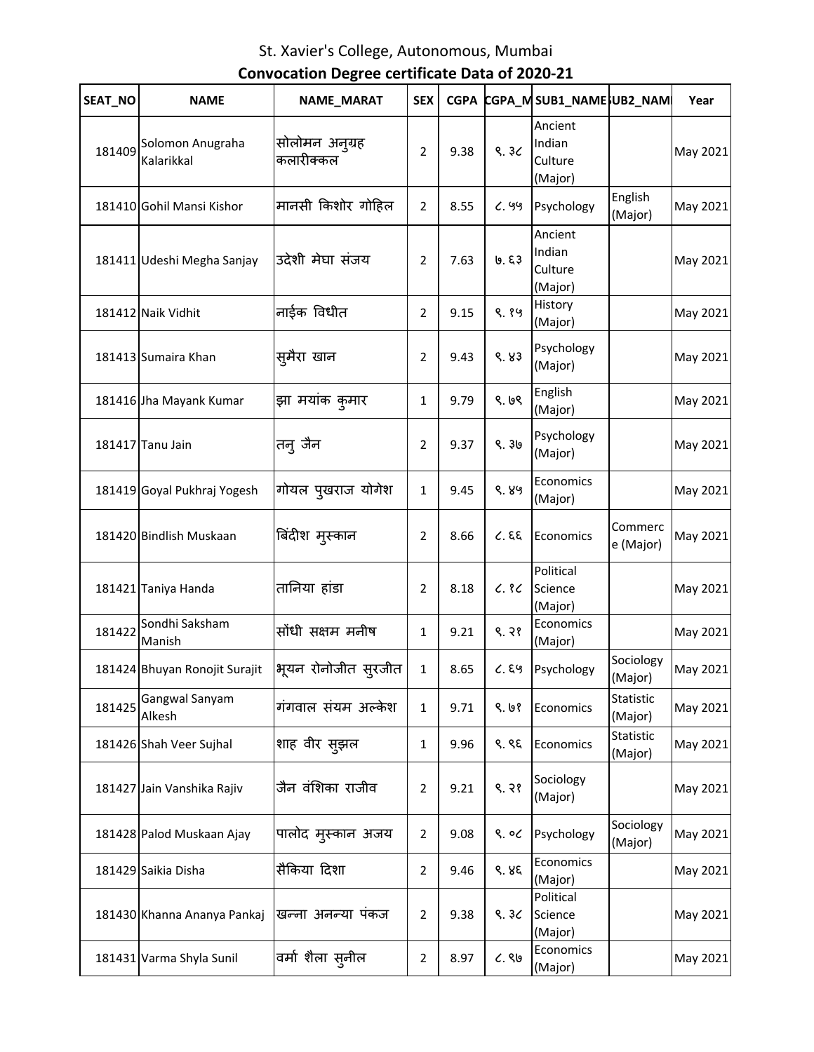St. Xavier's College, Autonomous, Mumbai

**Convocation Degree certificate Data of 2020-21**

| SEAT_NO | NAME | NAME_MARAT | SEX | CGPA | CGPA_M | SUB1_NAME | SUB2_NAM | Year |
|---|---|---|---|---|---|---|---|---|
| 181409 | Solomon Anugraha Kalarikkal | सोलोमन अनुग्रह कलारीक्कल | 2 | 9.38 | ९.३८ | Ancient Indian Culture (Major) | | May 2021 |
| 181410 | Gohil Mansi Kishor | मानसी किशोर गोहिल | 2 | 8.55 | ८.५५ | Psychology | English (Major) | May 2021 |
| 181411 | Udeshi Megha Sanjay | उदेशी मेघा संजय | 2 | 7.63 | ७.६३ | Ancient Indian Culture (Major) | | May 2021 |
| 181412 | Naik Vidhit | नाईक विधीत | 2 | 9.15 | ९.१५ | History (Major) | | May 2021 |
| 181413 | Sumaira Khan | सुमैरा खान | 2 | 9.43 | ९.४३ | Psychology (Major) | | May 2021 |
| 181416 | Jha Mayank Kumar | झा मयांक कुमार | 1 | 9.79 | ९.७९ | English (Major) | | May 2021 |
| 181417 | Tanu Jain | तनु जैन | 2 | 9.37 | ९.३७ | Psychology (Major) | | May 2021 |
| 181419 | Goyal Pukhraj Yogesh | गोयल पुखराज योगेश | 1 | 9.45 | ९.४५ | Economics (Major) | | May 2021 |
| 181420 | Bindlish Muskaan | बिंदीश मुस्कान | 2 | 8.66 | ८.६६ | Economics | Commerce (Major) | May 2021 |
| 181421 | Taniya Handa | तानिया हांडा | 2 | 8.18 | ८.१८ | Political Science (Major) | | May 2021 |
| 181422 | Sondhi Saksham Manish | सोंधी सक्षम मनीष | 1 | 9.21 | ९.२१ | Economics (Major) | | May 2021 |
| 181424 | Bhuyan Ronojit Surajit | भूयन रोनोजीत सुरजीत | 1 | 8.65 | ८.६५ | Psychology | Sociology (Major) | May 2021 |
| 181425 | Gangwal Sanyam Alkesh | गंगवाल संयम अल्केश | 1 | 9.71 | ९.७१ | Economics | Statistic (Major) | May 2021 |
| 181426 | Shah Veer Sujhal | शाह वीर सुझल | 1 | 9.96 | ९.९६ | Economics | Statistic (Major) | May 2021 |
| 181427 | Jain Vanshika Rajiv | जैन वंशिका राजीव | 2 | 9.21 | ९.२१ | Sociology (Major) | | May 2021 |
| 181428 | Palod Muskaan Ajay | पालोद मुस्कान अजय | 2 | 9.08 | ९.०८ | Psychology | Sociology (Major) | May 2021 |
| 181429 | Saikia Disha | सैकिया दिशा | 2 | 9.46 | ९.४६ | Economics (Major) | | May 2021 |
| 181430 | Khanna Ananya Pankaj | खन्ना अनन्या पंकज | 2 | 9.38 | ९.३८ | Political Science (Major) | | May 2021 |
| 181431 | Varma Shyla Sunil | वर्मा शैला सुनील | 2 | 8.97 | ८.९७ | Economics (Major) | | May 2021 |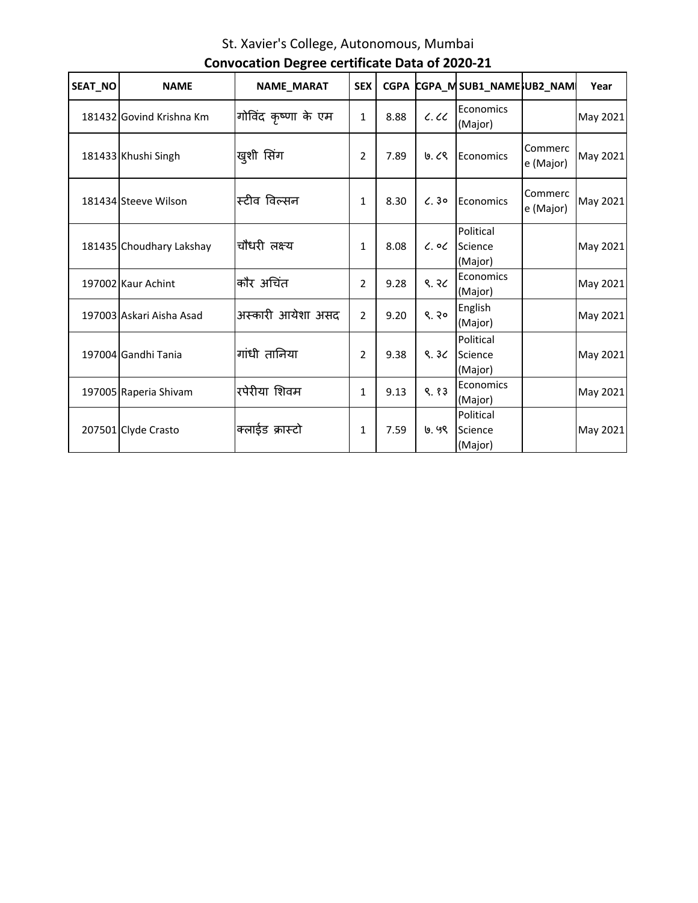St. Xavier's College, Autonomous, Mumbai

**Convocation Degree certificate Data of 2020-21**

| SEAT_NO | NAME | NAME_MARAT | SEX | CGPA | CGPA_M | SUB1_NAME | SUB2_NAM | Year |
|---|---|---|---|---|---|---|---|---|
| 181432 | Govind Krishna Km | गोविंद कृष्णा के एम | 1 | 8.88 | ८.८८ | Economics (Major) | | May 2021 |
| 181433 | Khushi Singh | खुशी सिंग | 2 | 7.89 | ७.८९ | Economics | Commerce (Major) | May 2021 |
| 181434 | Steeve Wilson | स्टीव विल्सन | 1 | 8.30 | ८.३० | Economics | Commerce (Major) | May 2021 |
| 181435 | Choudhary Lakshay | चौधरी लक्ष्य | 1 | 8.08 | ८.०८ | Political Science (Major) | | May 2021 |
| 197002 | Kaur Achint | कौर अचिंत | 2 | 9.28 | ९.२८ | Economics (Major) | | May 2021 |
| 197003 | Askari Aisha Asad | अस्कारी आयेशा असद | 2 | 9.20 | ९.२० | English (Major) | | May 2021 |
| 197004 | Gandhi Tania | गांधी तानिया | 2 | 9.38 | ९.३८ | Political Science (Major) | | May 2021 |
| 197005 | Raperia Shivam | रपेरीया शिवम | 1 | 9.13 | ९.१३ | Economics (Major) | | May 2021 |
| 207501 | Clyde Crasto | क्लाईड क्रास्टो | 1 | 7.59 | ७.५९ | Political Science (Major) | | May 2021 |